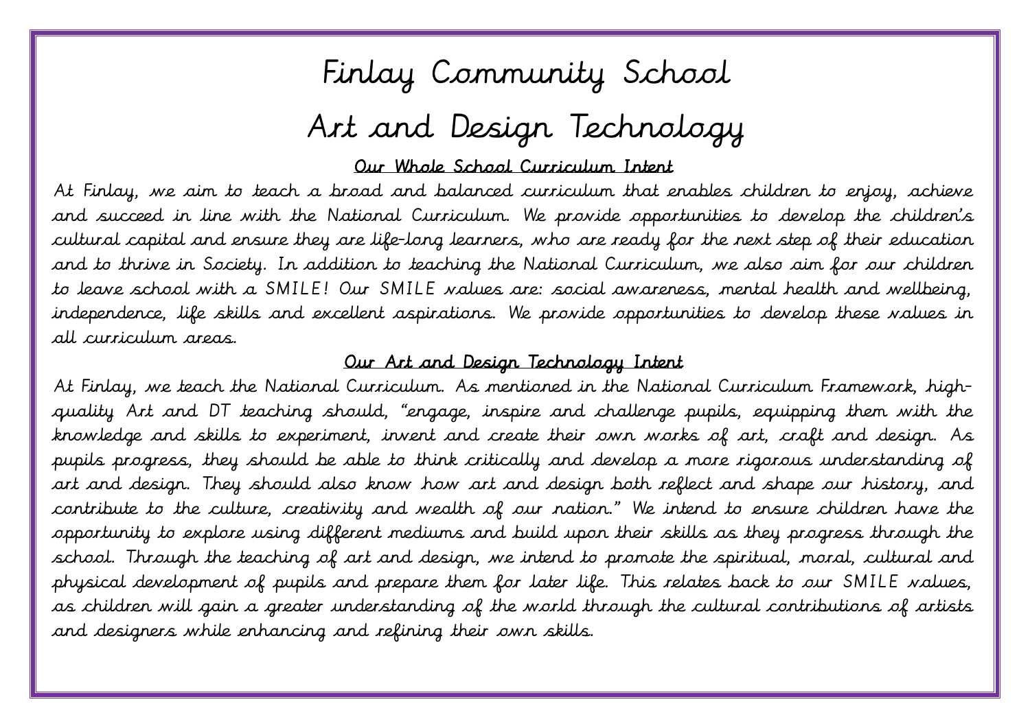# Finlay Community School

# Art and Design Technology

## Our Whole School Curriculum Intent

At Finlay, we aim to teach a broad and balanced curriculum that enables children to enjoy, achieve and succeed in line with the National Curriculum. We provide opportunities to develop the children's cultural capital and ensure they are life-long learners, who are ready for the next step of their education and to thrive in Society. In addition to teaching the National Curriculum, we also aim for our children to leave school with a SMILE! Our SMILE values are: social awareness, mental health and wellbeing, independence, life skills and excellent aspirations. We provide opportunities to develop these values in all curriculum areas.

## Our Art and Design Technology Intent

At Finlay, we teach the National Curriculum. As mentioned in the National Curriculum Framework, high-quality Art and DT teaching should, "engage, inspire and challenge pupils, equipping them with the knowledge and skills to experiment, invent and create their own works of art, craft and design. As pupils progress, they should be able to think critically and develop a more rigorous understanding of art and design. They should also know how art and design both reflect and shape our history, and contribute to the culture, creativity and wealth of our nation." We intend to ensure children have the opportunity to explore using different mediums and build upon their skills as they progress through the school. Through the teaching of art and design, we intend to promote the spiritual, moral, cultural and physical development of pupils and prepare them for later life. This relates back to our SMILE values, as children will gain a greater understanding of the world through the cultural contributions of artists and designers while enhancing and refining their own skills.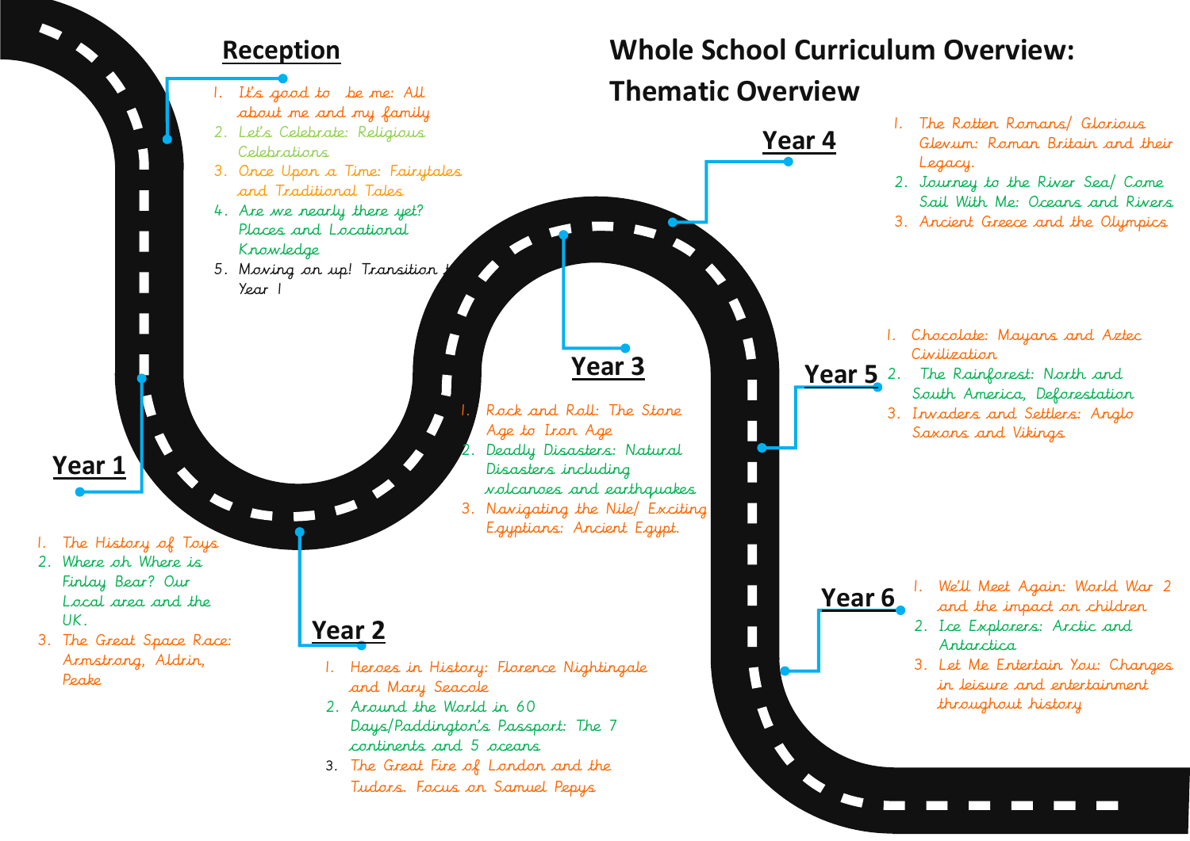# Whole School Curriculum Overview: Thematic Overview

## Reception

1. It's good to be me: All about me and my family
2. Let's Celebrate: Religious Celebrations
3. Once Upon a Time: Fairytales and Traditional Tales
4. Are we nearly there yet? Places and Locational Knowledge
5. Moving on up! Transition to Year 1

## Year 1

1. The History of Toys
2. Where oh Where is Finlay Bear? Our Local area and the UK.
3. The Great Space Race: Armstrong, Aldrin, Peake

## Year 2

1. Heroes in History: Florence Nightingale and Mary Seacole
2. Around the World in 60 Days/Paddington's Passport: The 7 continents and 5 oceans
3. The Great Fire of London and the Tudors. Focus on Samuel Pepys

## Year 3

1. Rock and Roll: The Stone Age to Iron Age
2. Deadly Disasters: Natural Disasters including volcanoes and earthquakes
3. Navigating the Nile/ Exciting Egyptians: Ancient Egypt.

## Year 4

1. The Rotten Romans/ Glorious Glevum: Roman Britain and their Legacy.
2. Journey to the River Sea/ Come Sail With Me: Oceans and Rivers
3. Ancient Greece and the Olympics

## Year 5

1. Chocolate: Mayans and Aztec Civilization
2. The Rainforest: North and South America, Deforestation
3. Invaders and Settlers: Anglo Saxons and Vikings

## Year 6

1. We'll Meet Again: World War 2 and the impact on children
2. Ice Explorers: Arctic and Antarctica
3. Let Me Entertain You: Changes in leisure and entertainment throughout history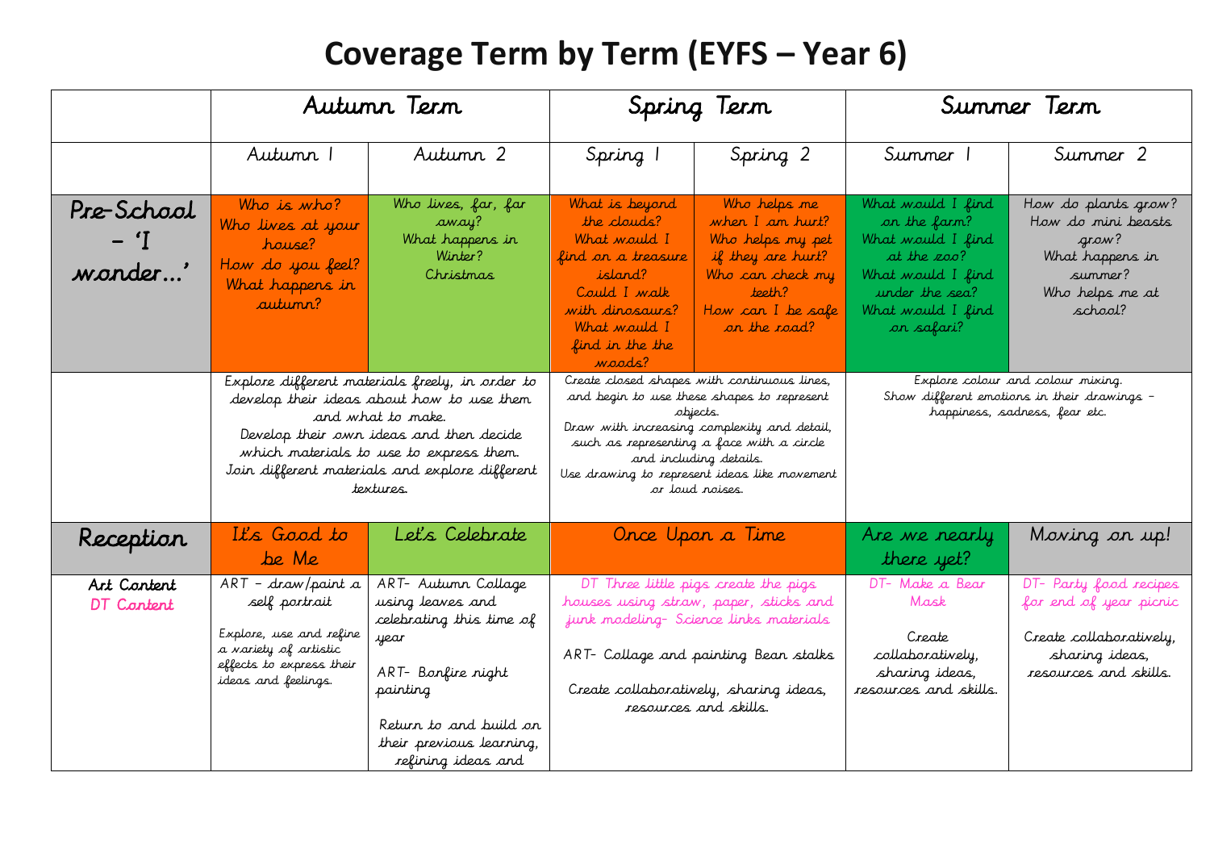# Coverage Term by Term (EYFS – Year 6)

| | Autumn Term | | Spring Term | | Summer Term | |
|---|---|---|---|---|---|---|
| | Autumn 1 | Autumn 2 | Spring 1 | Spring 2 | Summer 1 | Summer 2 |
| Pre-School – 'I wonder…' | Who is who? Who lives at your house? How do you feel? What happens in autumn? | Who lives, far, far away? What happens in Winter? Christmas | What is beyond the clouds? What would I find on a treasure island? Could I walk with dinosaurs? What would I find in the the woods? | Who helps me when I am hurt? Who helps my pet if they are hurt? Who can check my teeth? How can I be safe on the road? | What would I find on the farm? What would I find at the zoo? What would I find under the sea? What would I find on safari? | How do plants grow? How do mini beasts grow? What happens in summer? Who helps me at school? |
| | Explore different materials freely, in order to develop their ideas about how to use them and what to make. Develop their own ideas and then decide which materials to use to express them. Join different materials and explore different textures. | | Create closed shapes with continuous lines, and begin to use these shapes to represent objects. Draw with increasing complexity and detail, such as representing a face with a circle and including details. Use drawing to represent ideas like movement or loud noises. | | Explore colour and colour mixing. Show different emotions in their drawings – happiness, sadness, fear etc. | |
| Reception | It's Good to be Me | Let's Celebrate | Once Upon a Time | | Are we nearly there yet? | Moving on up! |
| Art Content DT Content | ART – draw/paint a self portrait<br><br>Explore, use and refine a variety of artistic effects to express their ideas and feelings. | ART- Autumn Collage using leaves and celebrating this time of year<br><br>ART- Bonfire night painting<br><br>Return to and build on their previous learning, refining ideas and | DT Three little pigs create the pigs houses using straw, paper, sticks and junk modeling- Science links materials<br><br>ART- Collage and painting Bean stalks<br><br>Create collaboratively, sharing ideas, resources and skills. | | DT- Make a Bear Mask<br><br>Create collaboratively, sharing ideas, resources and skills. | DT- Party food recipes for end of year picnic<br><br>Create collaboratively, sharing ideas, resources and skills. |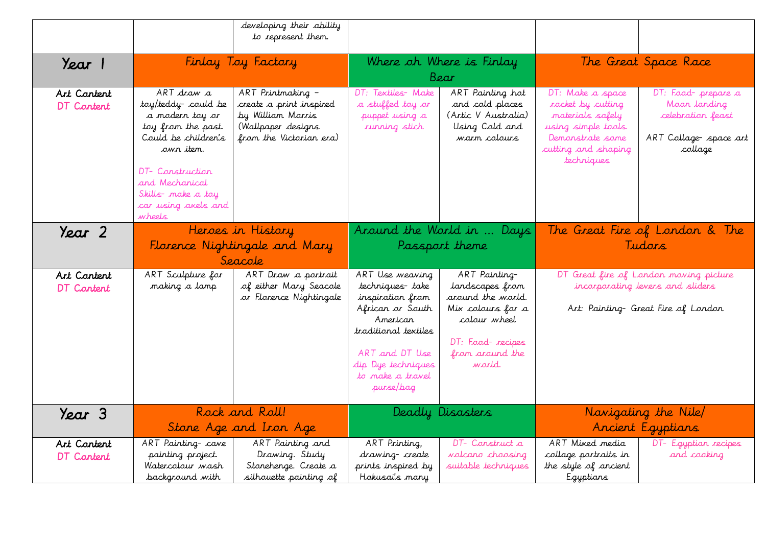| | | | | | | |
|---|---|---|---|---|---|---|
| | | developing their ability to represent them. | | | | |
| **Year 1** | Finlay Toy Factory | | Where oh Where is Finlay Bear | | The Great Space Race | |
| Art Content<br>DT Content | ART draw a toy/teddy- could be a modern toy or toy from the past. Could be children's own item.<br><br>DT- Construction and Mechanical Skills- make a toy car using axels and wheels | ART Printmaking – create a print inspired by William Morris (Wallpaper designs from the Victorian era) | DT: Textiles- Make a stuffed toy or puppet using a running stich | ART Painting hot and cold places (Artic V Australia) Using Cold and warm colours | DT: Make a space rocket by cutting materials safely using simple tools. Demonstrate some cutting and shaping techniques | DT: Food- prepare a Moon landing celebration feast<br><br>ART Collage- space art collage |
| **Year 2** | Heroes in History<br>Florence Nightingale and Mary Seacole | | Around the World in … Days<br>Passport theme | | The Great Fire of London & The Tudors | |
| Art Content<br>DT Content | ART Sculpture for making a lamp | ART Draw a portrait of either Mary Seacole or Florence Nightingale | ART Use weaving techniques- take inspiration from African or South American traditional textiles<br><br>ART and DT Use dip Dye techniques to make a travel purse/bag | ART Painting- landscapes from around the world. Mix colours for a colour wheel<br><br>DT: Food- recipes from around the world. | DT Great fire of London moving picture incorporating levers and sliders<br><br>Art: Painting- Great Fire of London | |
| **Year 3** | Rock and Roll!<br>Stone Age and Iron Age | | Deadly Disasters | | Navigating the Nile/<br>Ancient Egyptians | |
| Art Content<br>DT Content | ART Painting- cave painting project. Watercolour wash background with | ART Painting and Drawing. Study Stonehenge. Create a silhouette painting of | ART Printing, drawing- create prints inspired by Hokusai's many | DT- Construct a volcano choosing suitable techniques | ART Mixed media collage portraits in the style of ancient Egyptians | DT- Egyptian recipes and cooking |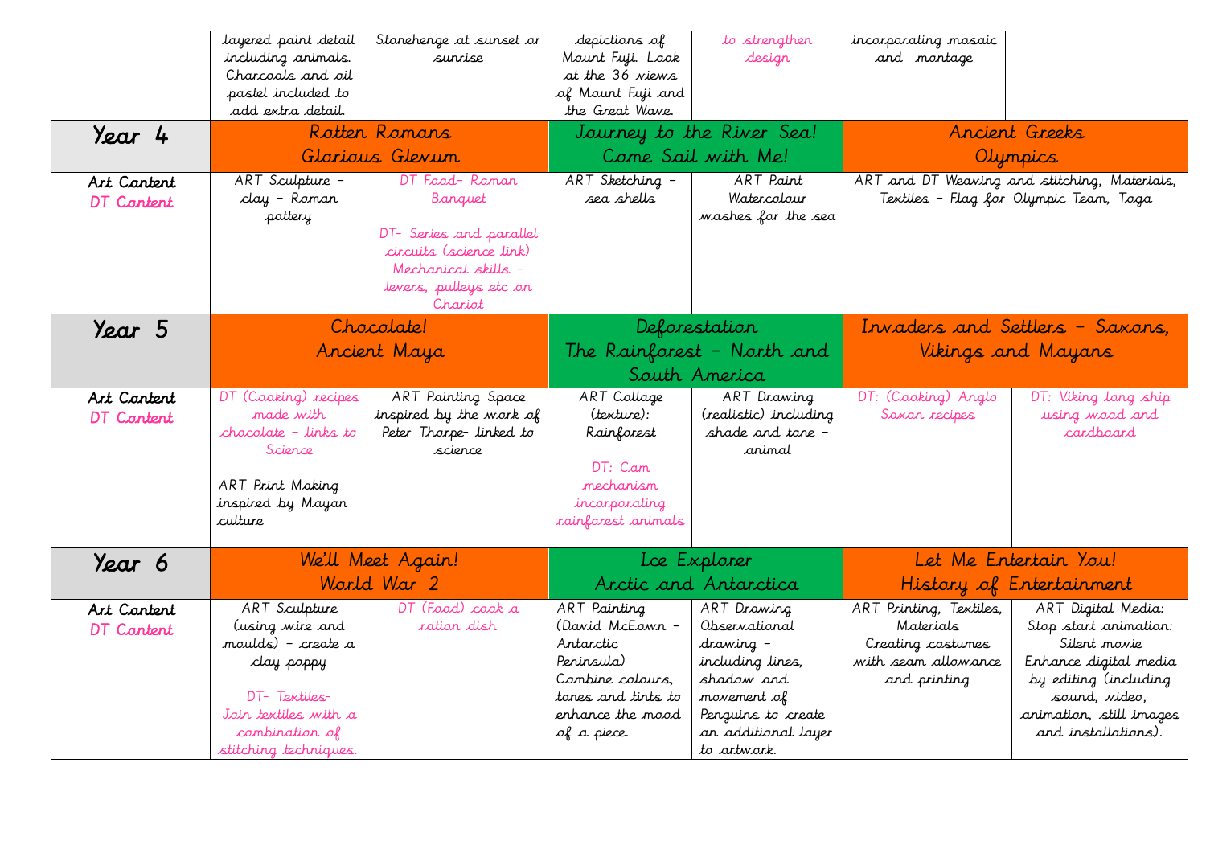| | | | | | | |
|---|---|---|---|---|---|---|
| | layered paint detail including animals. Charcoals and oil pastel included to add extra detail. | Stonehenge at sunset or sunrise | depictions of Mount Fuji. Look at the 36 views of Mount Fuji and the Great Wave. | to strengthen design | incorporating mosaic and montage | |
| **Year 4** | Rotten Romans Glorious Glevum | | Journey to the River Sea! Come Sail with Me! | | Ancient Greeks Olympics | |
| Art Content DT Content | ART Sculpture – clay – Roman pottery | DT Food- Roman Banquet<br><br>DT- Series and parallel circuits (science link) Mechanical skills – levers, pulleys etc on Chariot | ART Sketching – sea shells | ART Paint Watercolour washes for the sea | ART and DT Weaving and stitching, Materials, Textiles – Flag for Olympic Team, Toga | |
| **Year 5** | Chocolate! Ancient Maya | | Deforestation The Rainforest – North and South America | | Invaders and Settlers – Saxons, Vikings and Mayans | |
| Art Content DT Content | DT (Cooking) recipes made with chocolate – links to Science<br><br>ART Print Making inspired by Mayan culture | ART Painting Space inspired by the work of Peter Thorpe- linked to science | ART Collage (texture): Rainforest<br><br>DT: Cam mechanism incorporating rainforest animals | ART Drawing (realistic) including shade and tone – animal | DT: (Cooking) Anglo Saxon recipes | DT: Viking long ship using wood and cardboard |
| **Year 6** | We'll Meet Again! World War 2 | | Ice Explorer Arctic and Antarctica | | Let Me Entertain You! History of Entertainment | |
| Art Content DT Content | ART Sculpture (using wire and moulds) – create a clay poppy<br><br>DT- Textiles- Join textiles with a combination of stitching techniques. | DT (Food) cook a ration dish | ART Painting (David McEown – Antarctic Peninsula) Combine colours, tones and tints to enhance the mood of a piece. | ART Drawing Observational drawing – including lines, shadow and movement of Penguins to create an additional layer to artwork. | ART Printing, Textiles, Materials Creating costumes with seam allowance and printing | ART Digital Media: Stop start animation: Silent movie Enhance digital media by editing (including sound, video, animation, still images and installations). |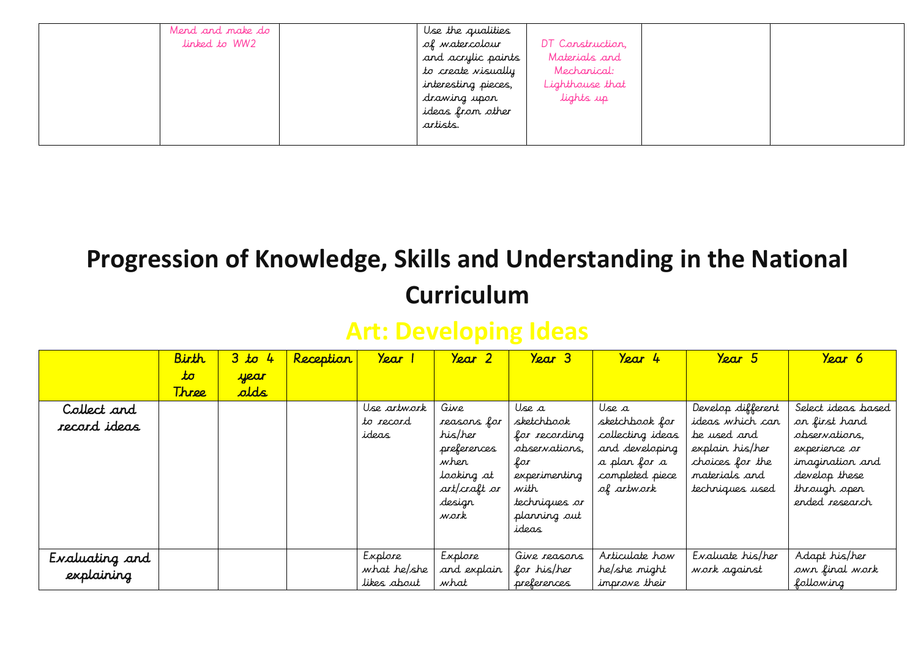| | | | | | | |
|---|---|---|---|---|---|---|
| | Mend and make do linked to WW2 | | Use the qualities of watercolour and acrylic paints to create visually interesting pieces, drawing upon ideas from other artists. | DT Construction, Materials and Mechanical: Lighthouse that lights up | | |

# Progression of Knowledge, Skills and Understanding in the National Curriculum

## Art: Developing Ideas

| | Birth to Three | 3 to 4 year olds | Reception | Year 1 | Year 2 | Year 3 | Year 4 | Year 5 | Year 6 |
|---|---|---|---|---|---|---|---|---|---|
| Collect and record ideas | | | | Use artwork to record ideas | Give reasons for his/her preferences when looking at art/craft or design work | Use a sketchbook for recording observations, for experimenting with techniques or planning out ideas | Use a sketchbook for collecting ideas and developing a plan for a completed piece of artwork | Develop different ideas which can be used and explain his/her choices for the materials and techniques used | Select ideas based on first hand observations, experience or imagination and develop these through open ended research |
| Evaluating and explaining | | | | Explore what he/she likes about | Explore and explain what | Give reasons for his/her preferences | Articulate how he/she might improve their | Evaluate his/her work against | Adapt his/her own final work following |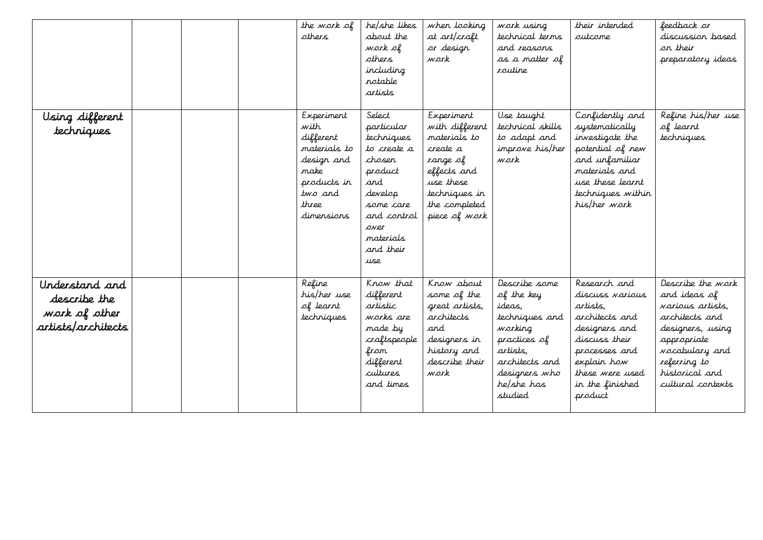|  |  |  |  | the work of others | he/she likes about the work of others including notable artists | when looking at art/craft or design work | work using technical terms and reasons as a matter of routine | their intended outcome | feedback or discussion based on their preparatory ideas |
|---|---|---|---|---|---|---|---|---|---|
| Using different techniques |  |  |  | Experiment with different materials to design and make products in two and three dimensions | Select particular techniques to create a chosen product and develop some care and control over materials and their use | Experiment with different materials to create a range of effects and use these techniques in the completed piece of work | Use taught technical skills to adapt and improve his/her work | Confidently and systematically investigate the potential of new and unfamiliar materials and use these learnt techniques within his/her work | Refine his/her use of learnt techniques |
| Understand and describe the work of other artists/architects |  |  |  | Refine his/her use of learnt techniques | Know that different artistic works are made by craftspeople from different cultures and times | Know about some of the great artists, architects and designers in history and describe their work | Describe some of the key ideas, techniques and working practices of artists, architects and designers who he/she has studied | Research and discuss various artists, architects and designers and discuss their processes and explain how these were used in the finished product | Describe the work and ideas of various artists, architects and designers, using appropriate vocabulary and referring to historical and cultural contexts |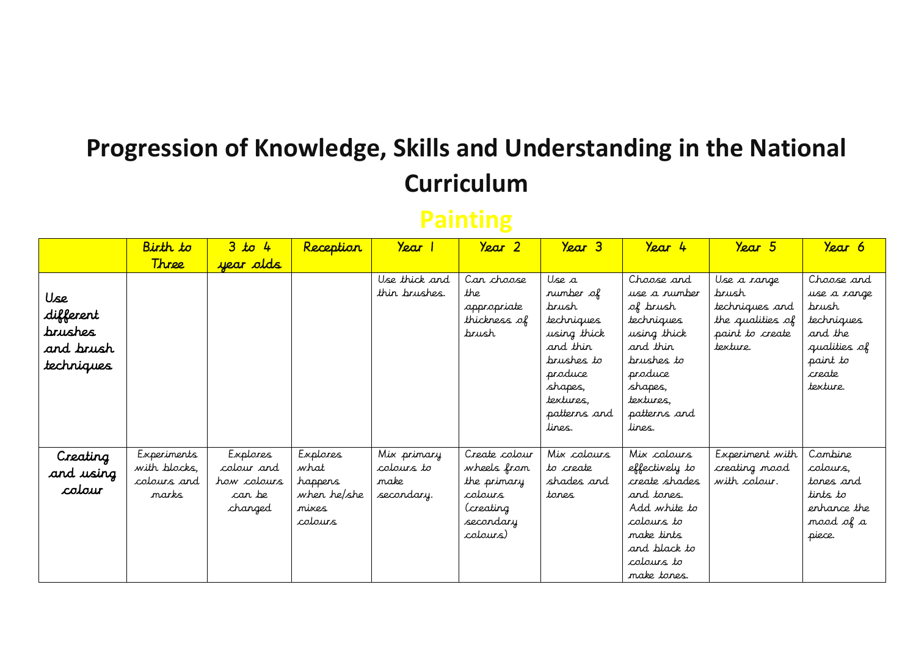# Progression of Knowledge, Skills and Understanding in the National Curriculum

## Painting

| | Birth to Three | 3 to 4 year olds | Reception | Year 1 | Year 2 | Year 3 | Year 4 | Year 5 | Year 6 |
|---|---|---|---|---|---|---|---|---|---|
| Use different brushes and brush techniques | | | | Use thick and thin brushes. | Can choose the appropriate thickness of brush | Use a number of brush techniques using thick and thin brushes to produce shapes, textures, patterns and lines. | Choose and use a number of brush techniques using thick and thin brushes to produce shapes, textures, patterns and lines. | Use a range brush techniques and the qualities of paint to create texture. | Choose and use a range brush techniques and the qualities of paint to create texture. |
| Creating and using colour | Experiments with blocks, colours and marks | Explores colour and how colours can be changed | Explores what happens when he/she mixes colours | Mix primary colours to make secondary. | Create colour wheels from the primary colours (creating secondary colours) | Mix colours to create shades and tones | Mix colours effectively to create shades and tones. Add white to colours to make tints and black to colours to make tones. | Experiment with creating mood with colour. | Combine colours, tones and tints to enhance the mood of a piece. |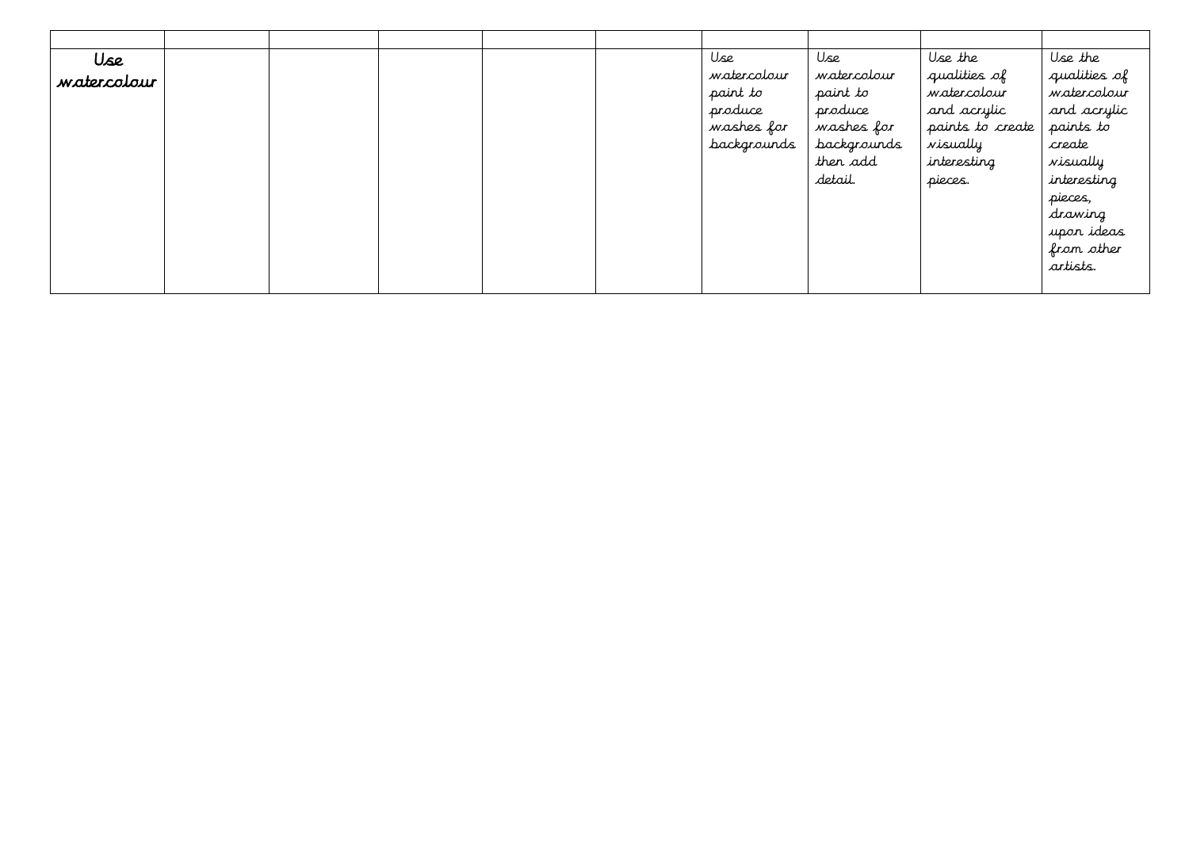| | | | | | | | | | |
|---|---|---|---|---|---|---|---|---|---|
| **Use watercolour** | | | | | | Use watercolour paint to produce washes for backgrounds | Use watercolour paint to produce washes for backgrounds then add detail. | Use the qualities of watercolour and acrylic paints to create visually interesting pieces. | Use the qualities of watercolour and acrylic paints to create visually interesting pieces, drawing upon ideas from other artists. |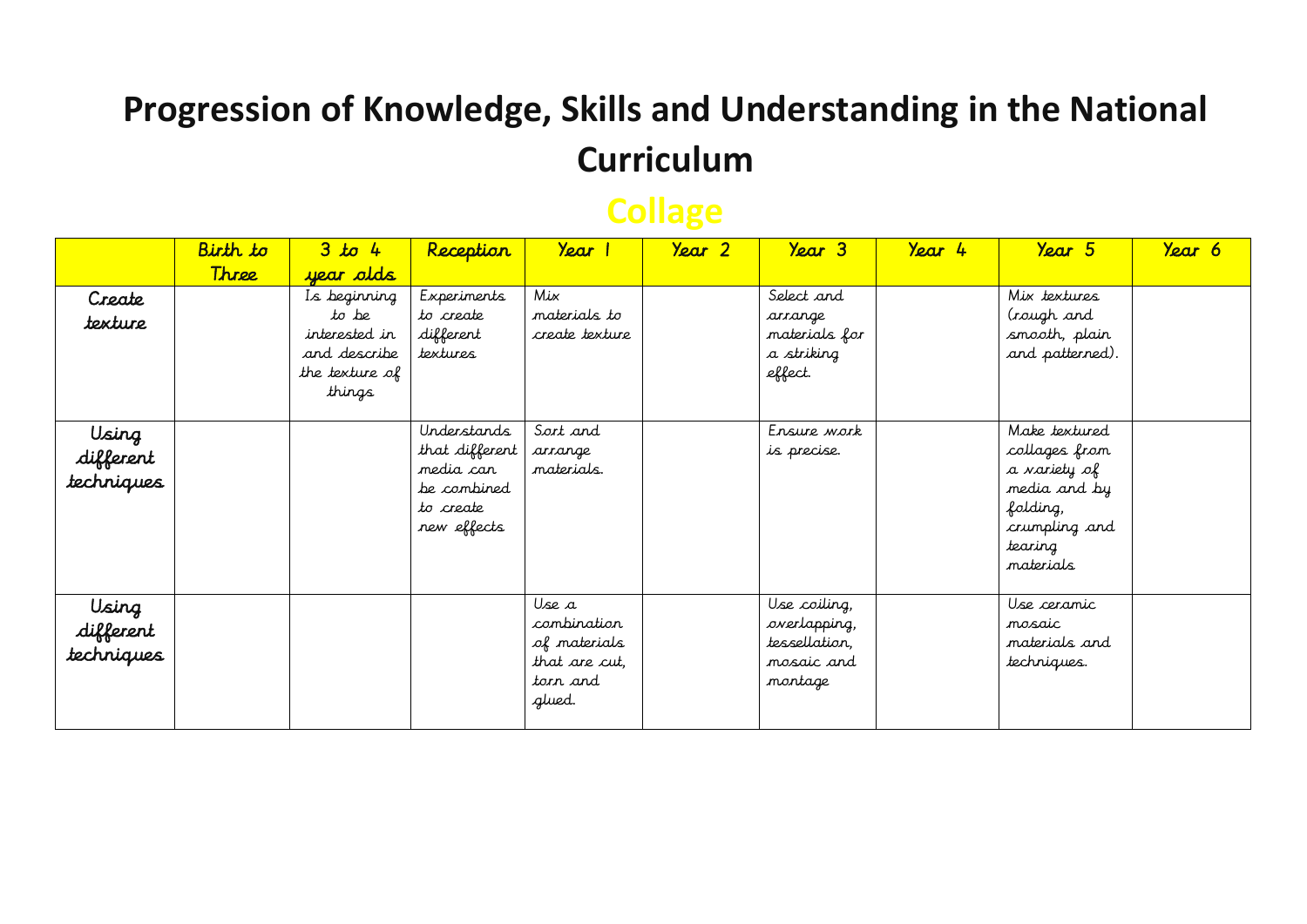# Progression of Knowledge, Skills and Understanding in the National Curriculum

## Collage

| | Birth to Three | 3 to 4 year olds | Reception | Year 1 | Year 2 | Year 3 | Year 4 | Year 5 | Year 6 |
|---|---|---|---|---|---|---|---|---|---|
| Create texture | | Is beginning to be interested in and describe the texture of things | Experiments to create different textures | Mix materials to create texture | | Select and arrange materials for a striking effect. | | Mix textures (rough and smooth, plain and patterned). | |
| Using different techniques | | | Understands that different media can be combined to create new effects | Sort and arrange materials. | | Ensure work is precise. | | Make textured collages from a variety of media and by folding, crumpling and tearing materials | |
| Using different techniques | | | | Use a combination of materials that are cut, torn and glued. | | Use coiling, overlapping, tessellation, mosaic and montage | | Use ceramic mosaic materials and techniques. | |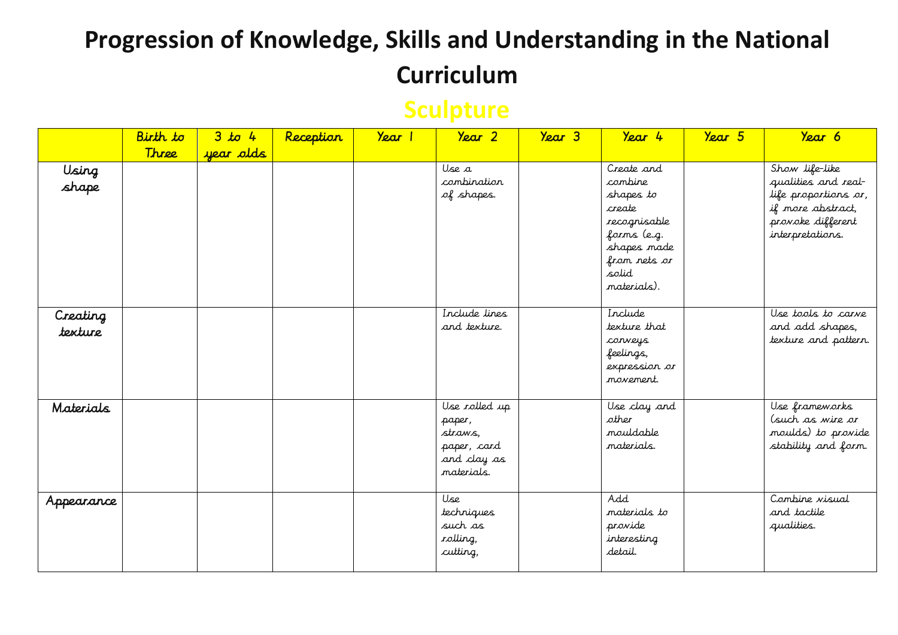# Progression of Knowledge, Skills and Understanding in the National Curriculum

## Sculpture

| | Birth to Three | 3 to 4 year olds | Reception | Year 1 | Year 2 | Year 3 | Year 4 | Year 5 | Year 6 |
|---|---|---|---|---|---|---|---|---|---|
| Using shape | | | | | Use a combination of shapes. | | Create and combine shapes to create recognisable forms (e.g. shapes made from nets or solid materials). | | Show life-like qualities and real-life proportions or, if more abstract, provoke different interpretations. |
| Creating texture | | | | | Include lines and texture. | | Include texture that conveys feelings, expression or movement. | | Use tools to carve and add shapes, texture and pattern. |
| Materials | | | | | Use rolled up paper, straws, paper, card and clay as materials. | | Use clay and other mouldable materials. | | Use frameworks (such as wire or moulds) to provide stability and form. |
| Appearance | | | | | Use techniques such as rolling, cutting, | | Add materials to provide interesting detail. | | Combine visual and tactile qualities. |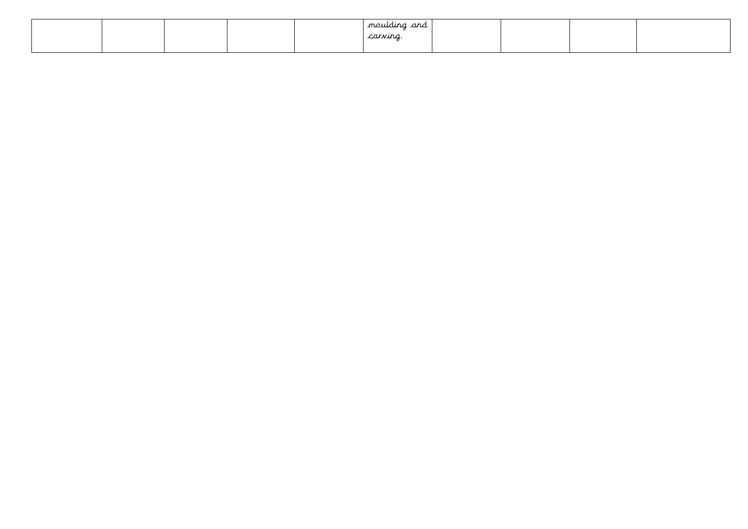| | | | | | | | | | |
|---|---|---|---|---|---|---|---|---|---|
| | | | | | moulding and carving. | | | | |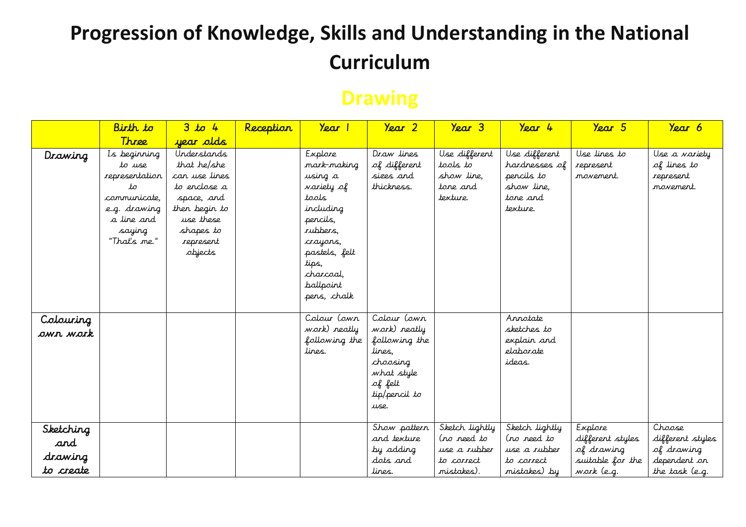# Progression of Knowledge, Skills and Understanding in the National Curriculum

## Drawing

| | Birth to Three | 3 to 4 year olds | Reception | Year 1 | Year 2 | Year 3 | Year 4 | Year 5 | Year 6 |
|---|---|---|---|---|---|---|---|---|---|
| Drawing | Is beginning to use representation to communicate, e.g. drawing a line and saying "That's me." | Understands that he/she can use lines to enclose a space, and then begin to use these shapes to represent objects | | Explore mark-making using a variety of tools including pencils, rubbers, crayons, pastels, felt tips, charcoal, ballpoint pens, chalk | Draw lines of different sizes and thickness. | Use different tools to show line, tone and texture. | Use different hardnesses of pencils to show line, tone and texture. | Use lines to represent movement. | Use a variety of lines to represent movement. |
| Colouring own work | | | | Colour (own work) neatly following the lines. | Colour (own work) neatly following the lines, choosing what style of felt tip/pencil to use. | | Annotate sketches to explain and elaborate ideas. | | |
| Sketching and drawing to create | | | | | Show pattern and texture by adding dots and lines. | Sketch lightly (no need to use a rubber to correct mistakes). | Sketch lightly (no need to use a rubber to correct mistakes) by | Explore different styles of drawing suitable for the work (e.g. | Choose different styles of drawing dependent on the task (e.g. |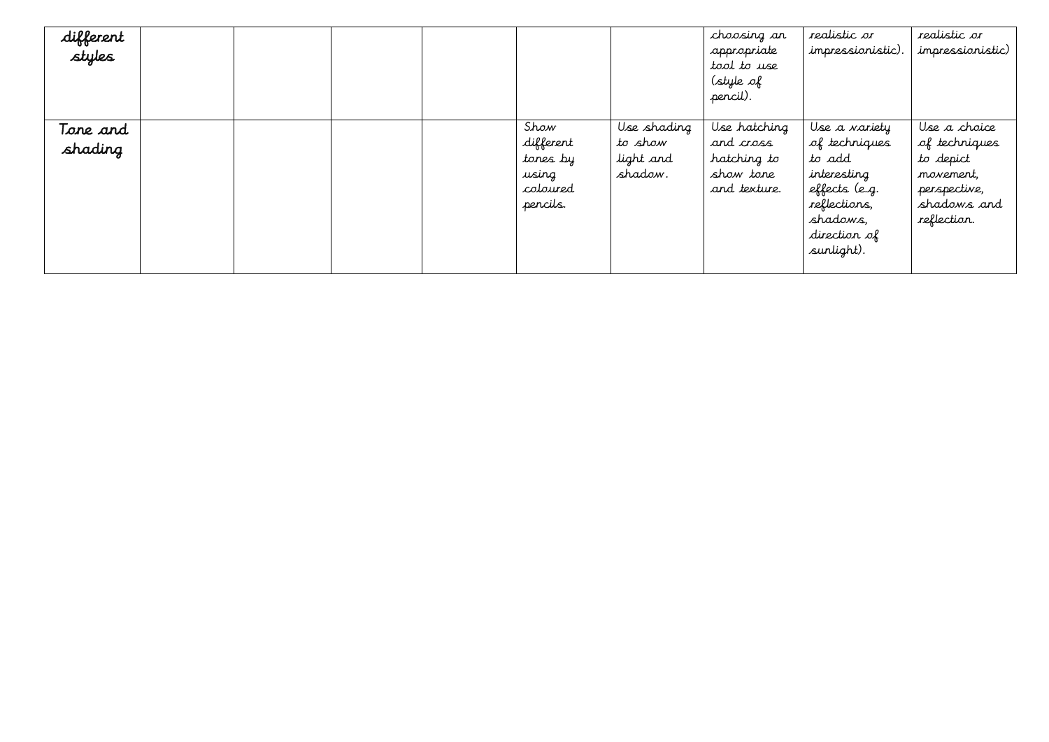| | | | | | | | | | |
|---|---|---|---|---|---|---|---|---|---|
| different styles | | | | | | | choosing an appropriate tool to use (style of pencil). | realistic or impressionistic). | realistic or impressionistic) |
| Tone and shading | | | | | Show different tones by using coloured pencils. | Use shading to show light and shadow. | Use hatching and cross hatching to show tone and texture. | Use a variety of techniques to add interesting effects (e.g. reflections, shadows, direction of sunlight). | Use a choice of techniques to depict movement, perspective, shadows and reflection. |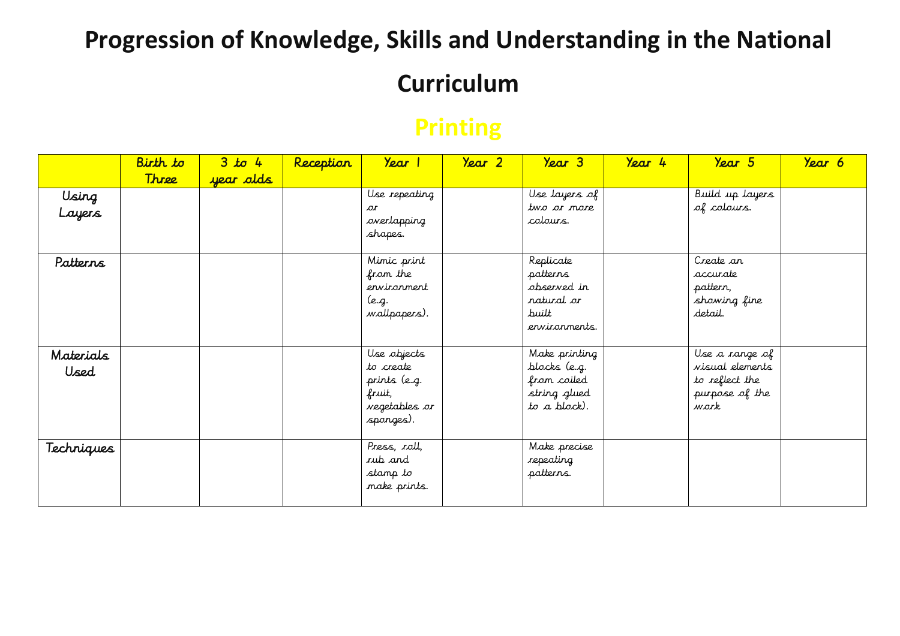# Progression of Knowledge, Skills and Understanding in the National Curriculum

## Printing

| | Birth to Three | 3 to 4 year olds | Reception | Year 1 | Year 2 | Year 3 | Year 4 | Year 5 | Year 6 |
|---|---|---|---|---|---|---|---|---|---|
| Using Layers | | | | Use repeating or overlapping shapes. | | Use layers of two or more colours. | | Build up layers of colours. | |
| Patterns | | | | Mimic print from the environment (e.g. wallpapers). | | Replicate patterns observed in natural or built environments. | | Create an accurate pattern, showing fine detail. | |
| Materials Used | | | | Use objects to create prints (e.g. fruit, vegetables or sponges). | | Make printing blocks (e.g. from coiled string glued to a block). | | Use a range of visual elements to reflect the purpose of the work | |
| Techniques | | | | Press, roll, rub and stamp to make prints. | | Make precise repeating patterns. | | | |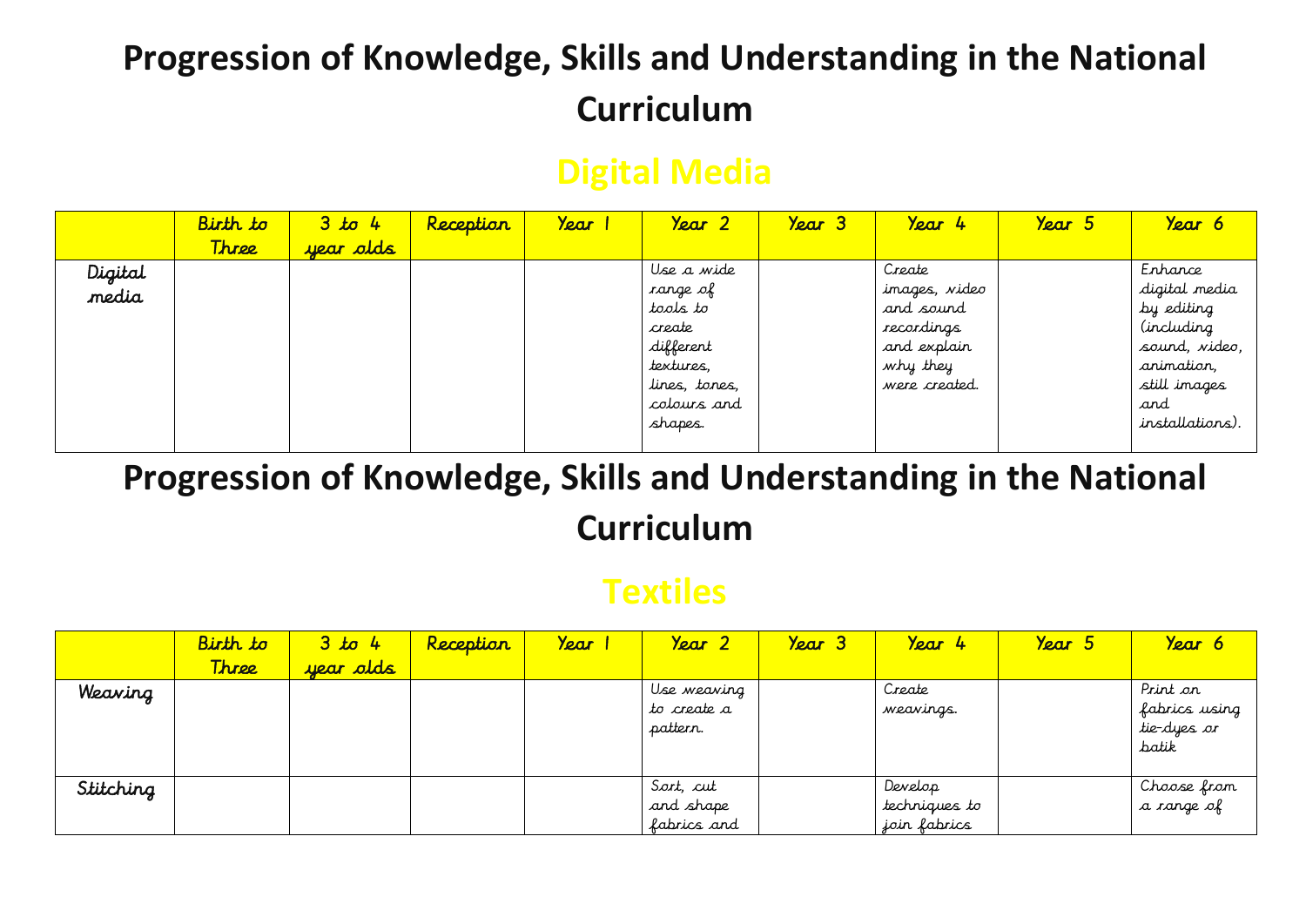# Progression of Knowledge, Skills and Understanding in the National Curriculum

## Digital Media

| | Birth to Three | 3 to 4 year olds | Reception | Year 1 | Year 2 | Year 3 | Year 4 | Year 5 | Year 6 |
|---|---|---|---|---|---|---|---|---|---|
| Digital media | | | | | Use a wide range of tools to create different textures, lines, tones, colours and shapes. | | Create images, video and sound recordings and explain why they were created. | | Enhance digital media by editing (including sound, video, animation, still images and installations). |

# Progression of Knowledge, Skills and Understanding in the National Curriculum

## Textiles

| | Birth to Three | 3 to 4 year olds | Reception | Year 1 | Year 2 | Year 3 | Year 4 | Year 5 | Year 6 |
|---|---|---|---|---|---|---|---|---|---|
| Weaving | | | | | Use weaving to create a pattern. | | Create weavings. | | Print on fabrics using tie-dyes or batik |
| Stitching | | | | | Sort, cut and shape fabrics and | | Develop techniques to join fabrics | | Choose from a range of |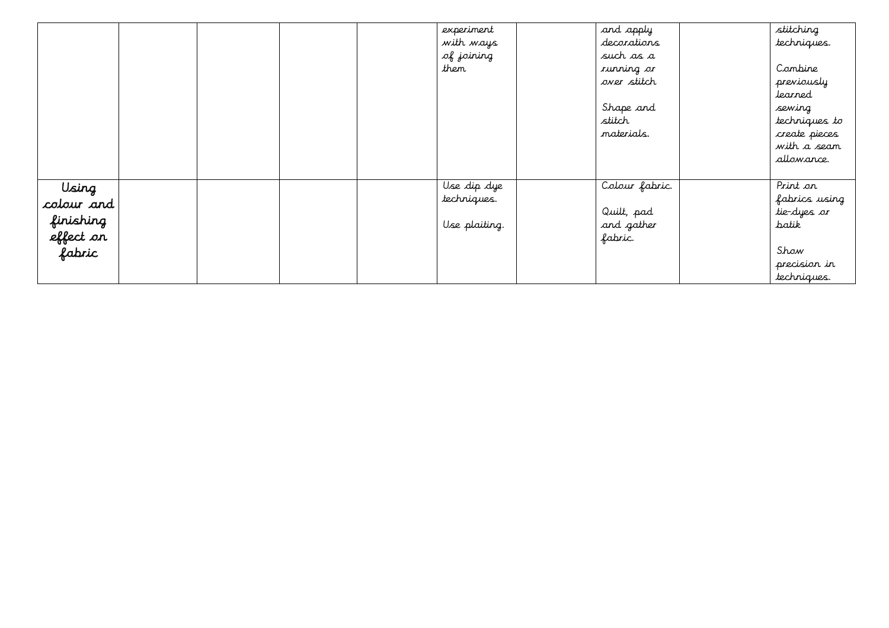| | | | | | | | | | |
|---|---|---|---|---|---|---|---|---|---|
| | | | | | experiment with ways of joining them | | and apply decorations such as a running or over stitch<br><br>Shape and stitch materials. | | stitching techniques.<br><br>Combine previously learned sewing techniques to create pieces with a seam allowance. |
| Using colour and finishing effect on fabric | | | | | Use dip dye techniques.<br><br>Use plaiting. | | Colour fabric.<br><br>Quilt, pad and gather fabric. | | Print on fabrics using tie-dyes or batik<br><br>Show precision in techniques. |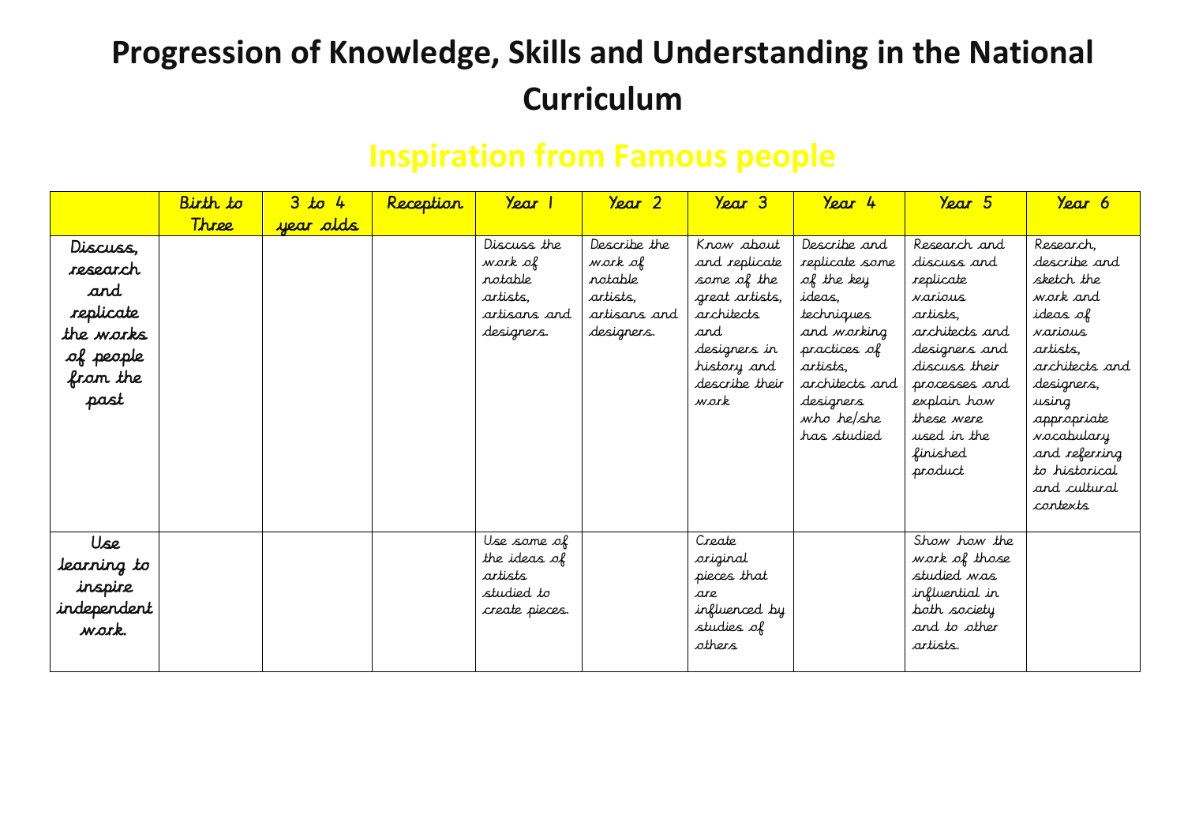# Progression of Knowledge, Skills and Understanding in the National Curriculum

## Inspiration from Famous people

| | Birth to Three | 3 to 4 year olds | Reception | Year 1 | Year 2 | Year 3 | Year 4 | Year 5 | Year 6 |
|---|---|---|---|---|---|---|---|---|---|
| Discuss, research and replicate the works of people from the past | | | | Discuss the work of notable artists, artisans and designers. | Describe the work of notable artists, artisans and designers. | Know about and replicate some of the great artists, architects and designers in history and describe their work | Describe and replicate some of the key ideas, techniques and working practices of artists, architects and designers who he/she has studied | Research and discuss and replicate various artists, architects and designers and discuss their processes and explain how these were used in the finished product | Research, describe and sketch the work and ideas of various artists, architects and designers, using appropriate vocabulary and referring to historical and cultural contexts |
| Use learning to inspire independent work. | | | | Use some of the ideas of artists studied to create pieces. | | Create original pieces that are influenced by studies of others | | Show how the work of those studied was influential in both society and to other artists. | |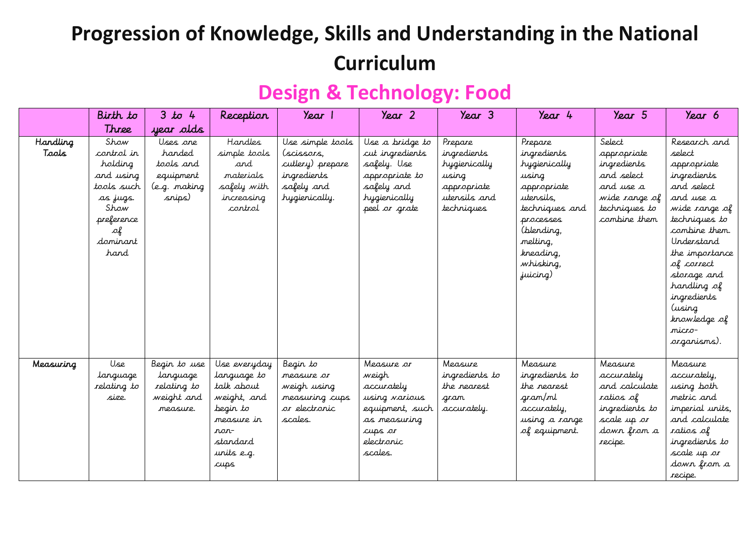# Progression of Knowledge, Skills and Understanding in the National Curriculum

## Design & Technology: Food

| | Birth to Three | 3 to 4 year olds | Reception | Year 1 | Year 2 | Year 3 | Year 4 | Year 5 | Year 6 |
|---|---|---|---|---|---|---|---|---|---|
| Handling Tools | Show control in holding and using tools such as jugs. Show preference of dominant hand | Uses one handed tools and equipment (e.g. making snips) | Handles simple tools and materials safely with increasing control | Use simple tools (scissors, cutlery) prepare ingredients safely and hygienically. | Use a bridge to cut ingredients safely. Use appropriate to safely and hygienically peel or grate | Prepare ingredients hygienically using appropriate utensils and techniques | Prepare ingredients hygienically using appropriate utensils, techniques and processes (blending, melting, kneading, whisking, juicing) | Select appropriate ingredients and select and use a wide range of techniques to combine them | Research and select appropriate ingredients and select and use a wide range of techniques to combine them. Understand the importance of correct storage and handling of ingredients (using knowledge of micro-organisms). |
| Measuring | Use language relating to size. | Begin to use language relating to weight and measure. | Use everyday language to talk about weight, and begin to measure in non-standard units e.g. cups | Begin to measure or weigh using measuring cups or electronic scales. | Measure or weigh accurately using various equipment, such as measuring cups or electronic scales. | Measure ingredients to the nearest gram accurately. | Measure ingredients to the nearest gram/ml accurately, using a range of equipment. | Measure accurately and calculate ratios of ingredients to scale up or down from a recipe. | Measure accurately, using both metric and imperial units, and calculate ratios of ingredients to scale up or down from a recipe. |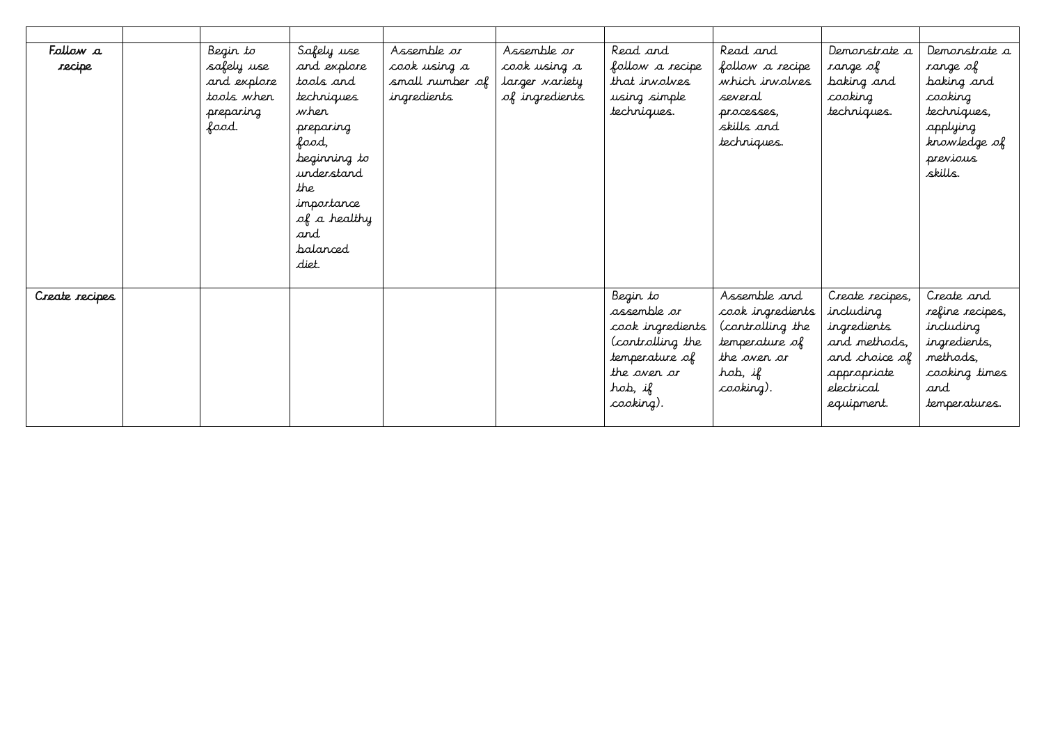| | | | | | | | | | |
|---|---|---|---|---|---|---|---|---|---|
| **Follow a recipe** | | Begin to safely use and explore tools when preparing food. | Safely use and explore tools and techniques when preparing food, beginning to understand the importance of a healthy and balanced diet. | Assemble or cook using a small number of ingredients | Assemble or cook using a larger variety of ingredients | Read and follow a recipe that involves using simple techniques. | Read and follow a recipe which involves several processes, skills and techniques. | Demonstrate a range of baking and cooking techniques. | Demonstrate a range of baking and cooking techniques, applying knowledge of previous skills. |
| **Create recipes** | | | | | | Begin to assemble or cook ingredients (controlling the temperature of the oven or hob, if cooking). | Assemble and cook ingredients (controlling the temperature of the oven or hob, if cooking). | Create recipes, including ingredients and methods, and choice of appropriate electrical equipment. | Create and refine recipes, including ingredients, methods, cooking times and temperatures. |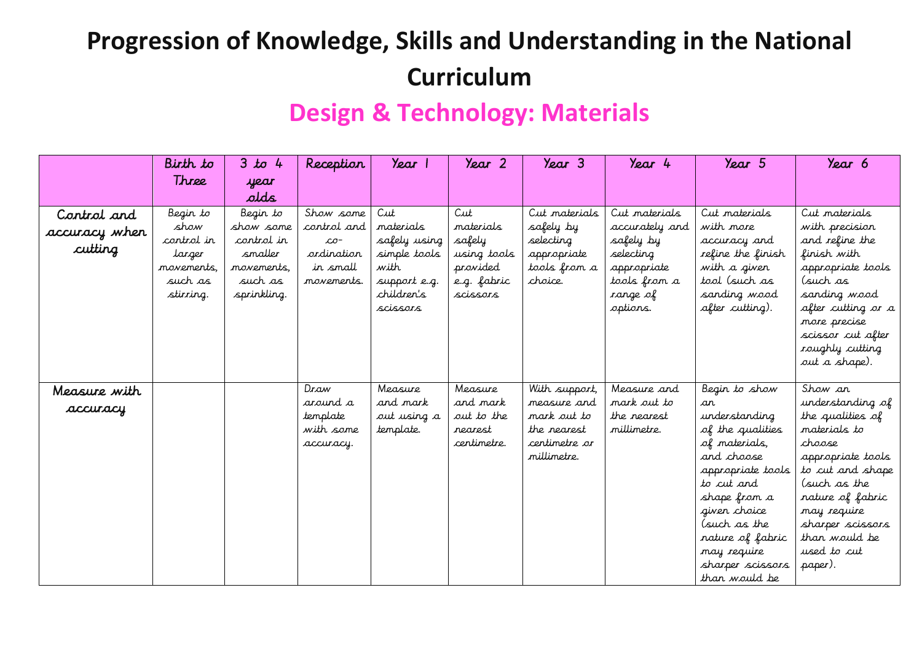# Progression of Knowledge, Skills and Understanding in the National Curriculum

## Design & Technology: Materials

| | Birth to Three | 3 to 4 year olds | Reception | Year 1 | Year 2 | Year 3 | Year 4 | Year 5 | Year 6 |
|---|---|---|---|---|---|---|---|---|---|
| Control and accuracy when cutting | Begin to show control in larger movements, such as stirring. | Begin to show some control in smaller movements, such as sprinkling. | Show some control and co-ordination in small movements. | Cut materials safely using simple tools with support e.g. children's scissors | Cut materials safely using tools provided e.g. fabric scissors | Cut materials safely by selecting appropriate tools from a choice. | Cut materials accurately and safely by selecting appropriate tools from a range of options. | Cut materials with more accuracy and refine the finish with a given tool (such as sanding wood after cutting). | Cut materials with precision and refine the finish with appropriate tools (such as sanding wood after cutting or a more precise scissor cut after roughly cutting out a shape). |
| Measure with accuracy | | | Draw around a template with some accuracy. | Measure and mark out using a template. | Measure and mark out to the nearest centimetre. | With support, measure and mark out to the nearest centimetre or millimetre. | Measure and mark out to the nearest millimetre. | Begin to show an understanding of the qualities of materials, and choose appropriate tools to cut and shape from a given choice (such as the nature of fabric may require sharper scissors than would be | Show an understanding of the qualities of materials to choose appropriate tools to cut and shape (such as the nature of fabric may require sharper scissors than would be used to cut paper). |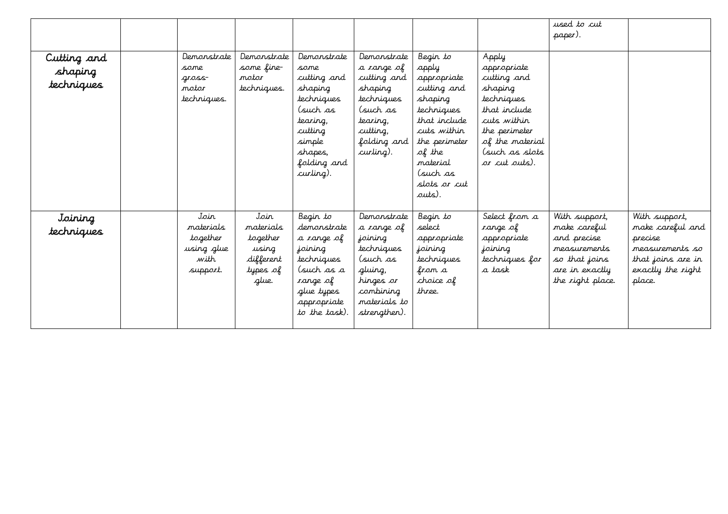|  |  |  |  |  |  |  |  | used to cut paper). |  |
|---|---|---|---|---|---|---|---|---|---|
| **Cutting and shaping techniques** |  | Demonstrate some gross-motor techniques. | Demonstrate some fine-motor techniques. | Demonstrate some cutting and shaping techniques (such as tearing, cutting simple shapes, folding and curling). | Demonstrate a range of cutting and shaping techniques (such as tearing, cutting, folding and curling). | Begin to apply appropriate cutting and shaping techniques that include cuts within the perimeter of the material (such as slots or cut outs). | Apply appropriate cutting and shaping techniques that include cuts within the perimeter of the material (such as slots or cut outs). |  |  |
| **Joining techniques** |  | Join materials together using glue with support. | Join materials together using different types of glue. | Begin to demonstrate a range of joining techniques (such as a range of glue types appropriate to the task). | Demonstrate a range of joining techniques (such as gluing, hinges or combining materials to strengthen). | Begin to select appropriate joining techniques from a choice of three. | Select from a range of appropriate joining techniques for a task | With support, make careful and precise measurements so that joins are in exactly the right place. | With support, make careful and precise measurements so that joins are in exactly the right place. |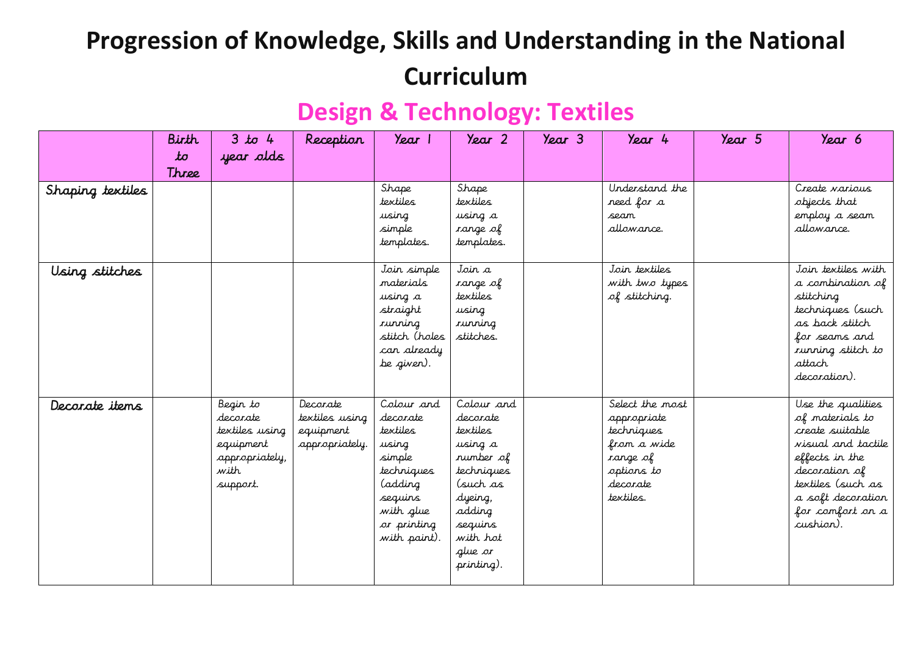# Progression of Knowledge, Skills and Understanding in the National Curriculum

## Design & Technology: Textiles

| | Birth to Three | 3 to 4 year olds | Reception | Year 1 | Year 2 | Year 3 | Year 4 | Year 5 | Year 6 |
|---|---|---|---|---|---|---|---|---|---|
| Shaping textiles | | | | Shape textiles using simple templates. | Shape textiles using a range of templates. | | Understand the need for a seam allowance. | | Create various objects that employ a seam allowance. |
| Using stitches | | | | Join simple materials using a straight running stitch (holes can already be given). | Join a range of textiles using running stitches. | | Join textiles with two types of stitching. | | Join textiles with a combination of stitching techniques (such as back stitch for seams and running stitch to attach decoration). |
| Decorate items | | Begin to decorate textiles using equipment appropriately, with support. | Decorate textiles using equipment appropriately. | Colour and decorate textiles using simple techniques (adding sequins with glue or printing with paint). | Colour and decorate textiles using a number of techniques (such as dyeing, adding sequins with hot glue or printing). | | Select the most appropriate techniques from a wide range of options to decorate textiles. | | Use the qualities of materials to create suitable visual and tactile effects in the decoration of textiles (such as a soft decoration for comfort on a cushion). |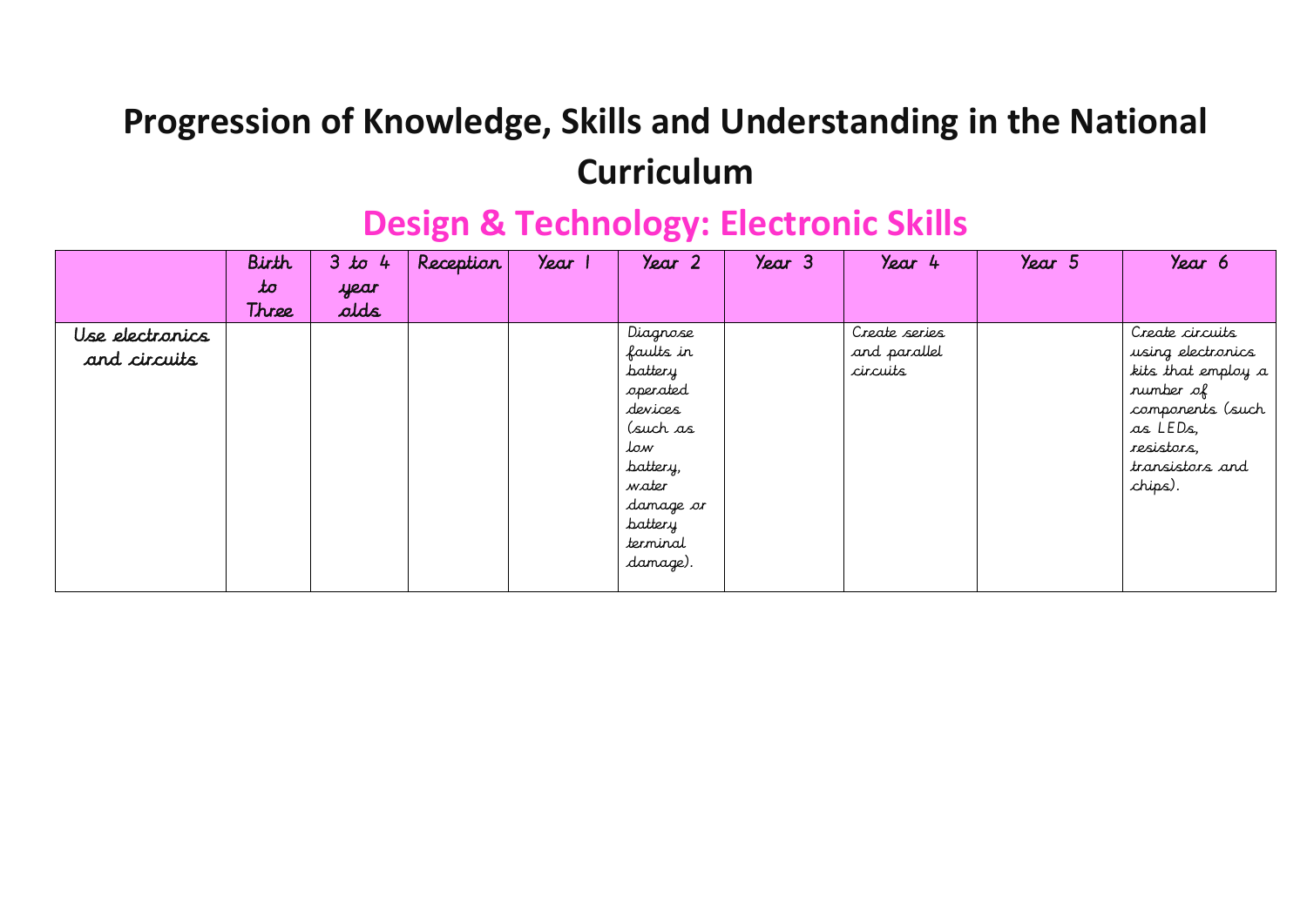# Progression of Knowledge, Skills and Understanding in the National Curriculum

## Design & Technology: Electronic Skills

| | Birth to Three | 3 to 4 year olds | Reception | Year 1 | Year 2 | Year 3 | Year 4 | Year 5 | Year 6 |
|---|---|---|---|---|---|---|---|---|---|
| Use electronics and circuits | | | | | Diagnose faults in battery operated devices (such as low battery, water damage or battery terminal damage). | | Create series and parallel circuits | | Create circuits using electronics kits that employ a number of components (such as LEDs, resistors, transistors and chips). |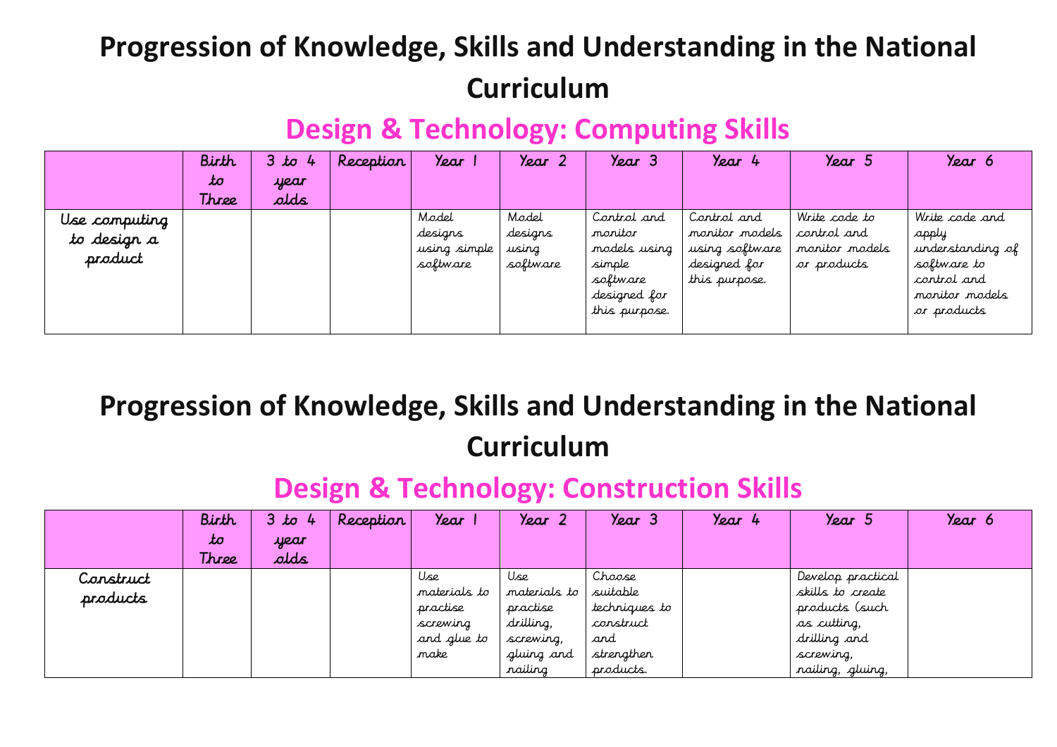# Progression of Knowledge, Skills and Understanding in the National Curriculum

## Design & Technology: Computing Skills

| | Birth to Three | 3 to 4 year olds | Reception | Year 1 | Year 2 | Year 3 | Year 4 | Year 5 | Year 6 |
|---|---|---|---|---|---|---|---|---|---|
| Use computing to design a product | | | | Model designs using simple software | Model designs using software | Control and monitor models using simple software designed for this purpose. | Control and monitor models using software designed for this purpose. | Write code to control and monitor models or products | Write code and apply understanding of software to control and monitor models or products |

# Progression of Knowledge, Skills and Understanding in the National Curriculum

## Design & Technology: Construction Skills

| | Birth to Three | 3 to 4 year olds | Reception | Year 1 | Year 2 | Year 3 | Year 4 | Year 5 | Year 6 |
|---|---|---|---|---|---|---|---|---|---|
| Construct products | | | | Use materials to practise screwing and glue to make | Use materials to practise drilling, screwing, gluing and nailing | Choose suitable techniques to construct and strengthen products. | | Develop practical skills to create products (such as cutting, drilling and screwing, nailing, gluing, | |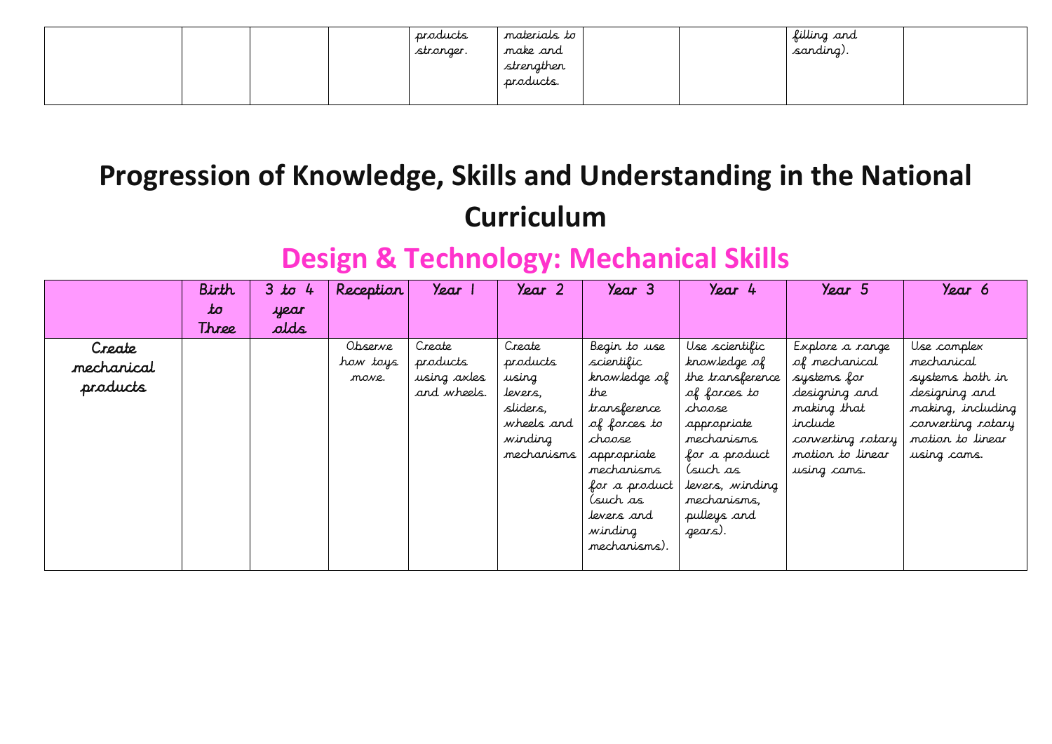| | | | | products stronger. | materials to make and strengthen products. | | | filling and sanding). | |
|---|---|---|---|---|---|---|---|---|---|

# Progression of Knowledge, Skills and Understanding in the National Curriculum

## Design & Technology: Mechanical Skills

| | Birth to Three | 3 to 4 year olds | Reception | Year 1 | Year 2 | Year 3 | Year 4 | Year 5 | Year 6 |
|---|---|---|---|---|---|---|---|---|---|
| Create mechanical products | | | Observe how toys move. | Create products using axles and wheels. | Create products using levers, sliders, wheels and winding mechanisms | Begin to use scientific knowledge of the transference of forces to choose appropriate mechanisms for a product (such as levers and winding mechanisms). | Use scientific knowledge of the transference of forces to choose appropriate mechanisms for a product (such as levers, winding mechanisms, pulleys and gears). | Explore a range of mechanical systems for designing and making that include converting rotary motion to linear using cams. | Use complex mechanical systems both in designing and making, including converting rotary motion to linear using cams. |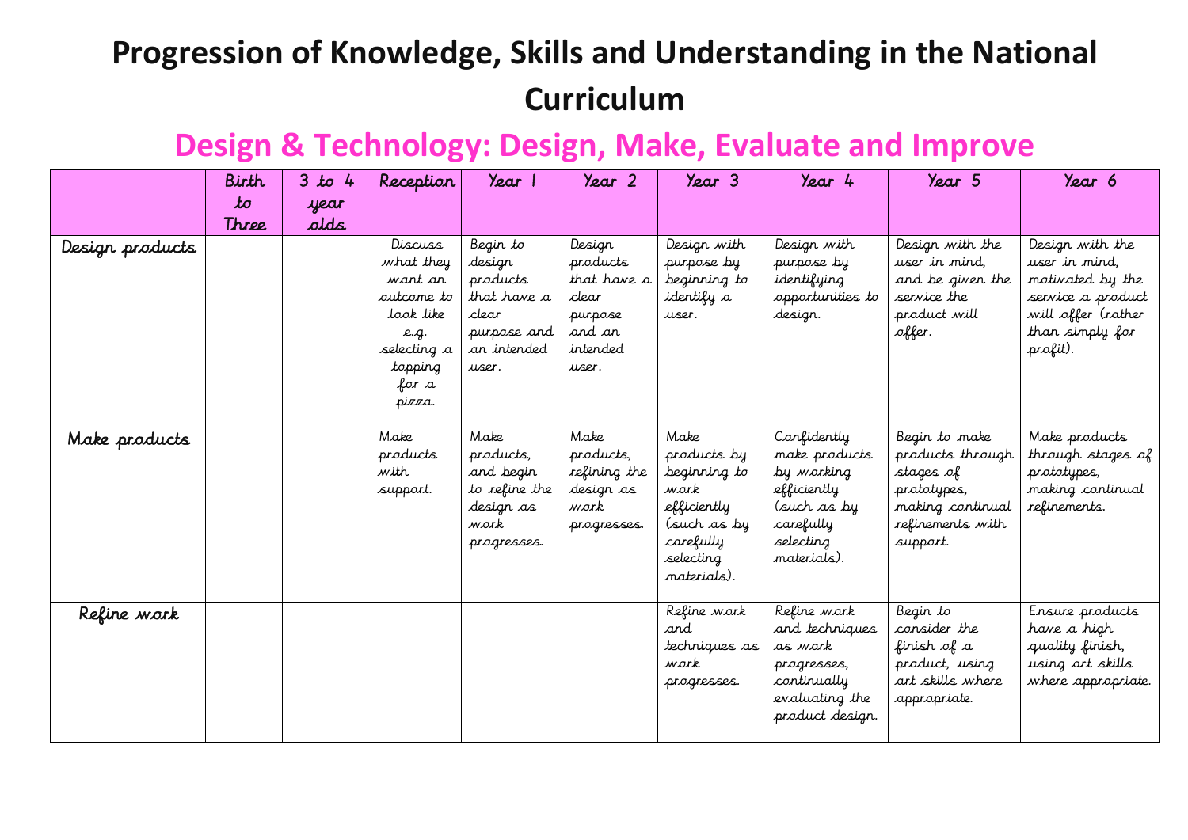# Progression of Knowledge, Skills and Understanding in the National Curriculum

## Design & Technology: Design, Make, Evaluate and Improve

| | Birth to Three | 3 to 4 year olds | Reception | Year 1 | Year 2 | Year 3 | Year 4 | Year 5 | Year 6 |
|---|---|---|---|---|---|---|---|---|---|
| Design products | | | Discuss what they want an outcome to look like e.g. selecting a topping for a pizza. | Begin to design products that have a clear purpose and an intended user. | Design products that have a clear purpose and an intended user. | Design with purpose by beginning to identify a user. | Design with purpose by identifying opportunities to design. | Design with the user in mind, and be given the service the product will offer. | Design with the user in mind, motivated by the service a product will offer (rather than simply for profit). |
| Make products | | | Make products with support. | Make products, and begin to refine the design as work progresses. | Make products, refining the design as work progresses. | Make products by beginning to work efficiently (such as by carefully selecting materials). | Confidently make products by working efficiently (such as by carefully selecting materials). | Begin to make products through stages of prototypes, making continual refinements with support. | Make products through stages of prototypes, making continual refinements. |
| Refine work | | | | | | Refine work and techniques as work progresses. | Refine work and techniques as work progresses, continually evaluating the product design. | Begin to consider the finish of a product, using art skills where appropriate. | Ensure products have a high quality finish, using art skills where appropriate. |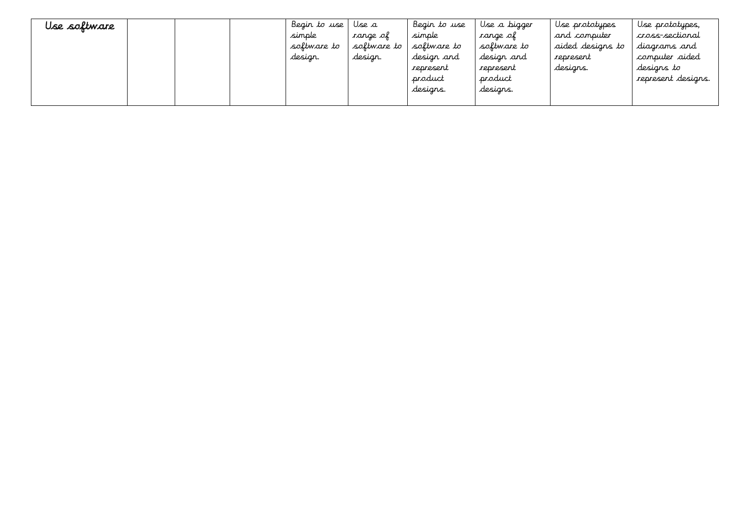| Use software | | | | Begin to use simple software to design. | Use a range of software to design. | Begin to use simple software to design and represent product designs. | Use a bigger range of software to design and represent product designs. | Use prototypes and computer aided designs to represent designs. | Use prototypes, cross-sectional diagrams and computer aided designs to represent designs. |
|---|---|---|---|---|---|---|---|---|---|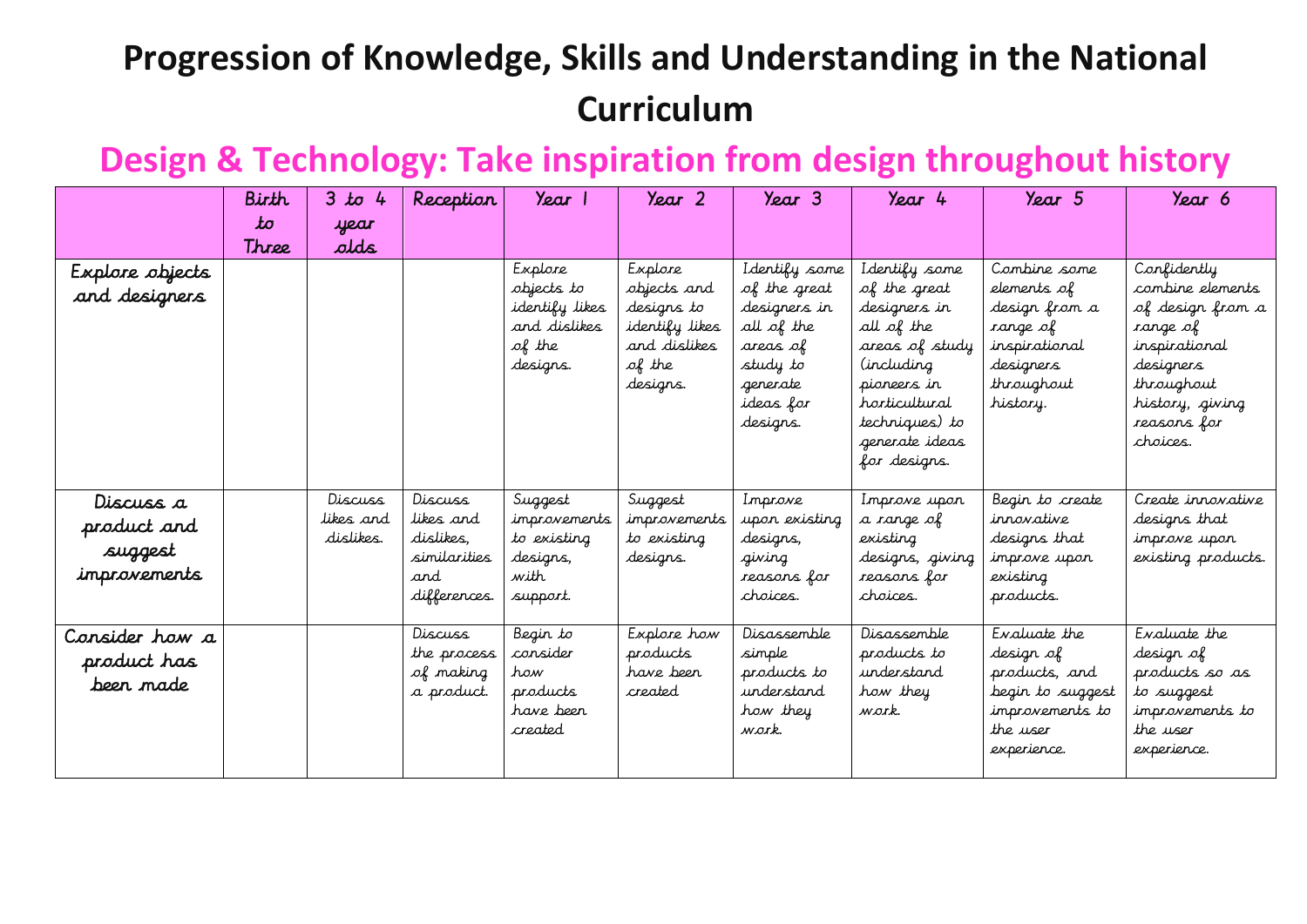# Progression of Knowledge, Skills and Understanding in the National Curriculum

## Design & Technology: Take inspiration from design throughout history

| | Birth to Three | 3 to 4 year olds | Reception | Year 1 | Year 2 | Year 3 | Year 4 | Year 5 | Year 6 |
|---|---|---|---|---|---|---|---|---|---|
| Explore objects and designers | | | | Explore objects to identify likes and dislikes of the designs. | Explore objects and designs to identify likes and dislikes of the designs. | Identify some of the great designers in all of the areas of study to generate ideas for designs. | Identify some of the great designers in all of the areas of study (including pioneers in horticultural techniques) to generate ideas for designs. | Combine some elements of design from a range of inspirational designers throughout history. | Confidently combine elements of design from a range of inspirational designers throughout history, giving reasons for choices. |
| Discuss a product and suggest improvements | | Discuss likes and dislikes. | Discuss likes and dislikes, similarities and differences. | Suggest improvements to existing designs, with support. | Suggest improvements to existing designs. | Improve upon existing designs, giving reasons for choices. | Improve upon a range of existing designs, giving reasons for choices. | Begin to create innovative designs that improve upon existing products. | Create innovative designs that improve upon existing products. |
| Consider how a product has been made | | | Discuss the process of making a product. | Begin to consider how products have been created | Explore how products have been created | Disassemble simple products to understand how they work. | Disassemble products to understand how they work. | Evaluate the design of products, and begin to suggest improvements to the user experience. | Evaluate the design of products so as to suggest improvements to the user experience. |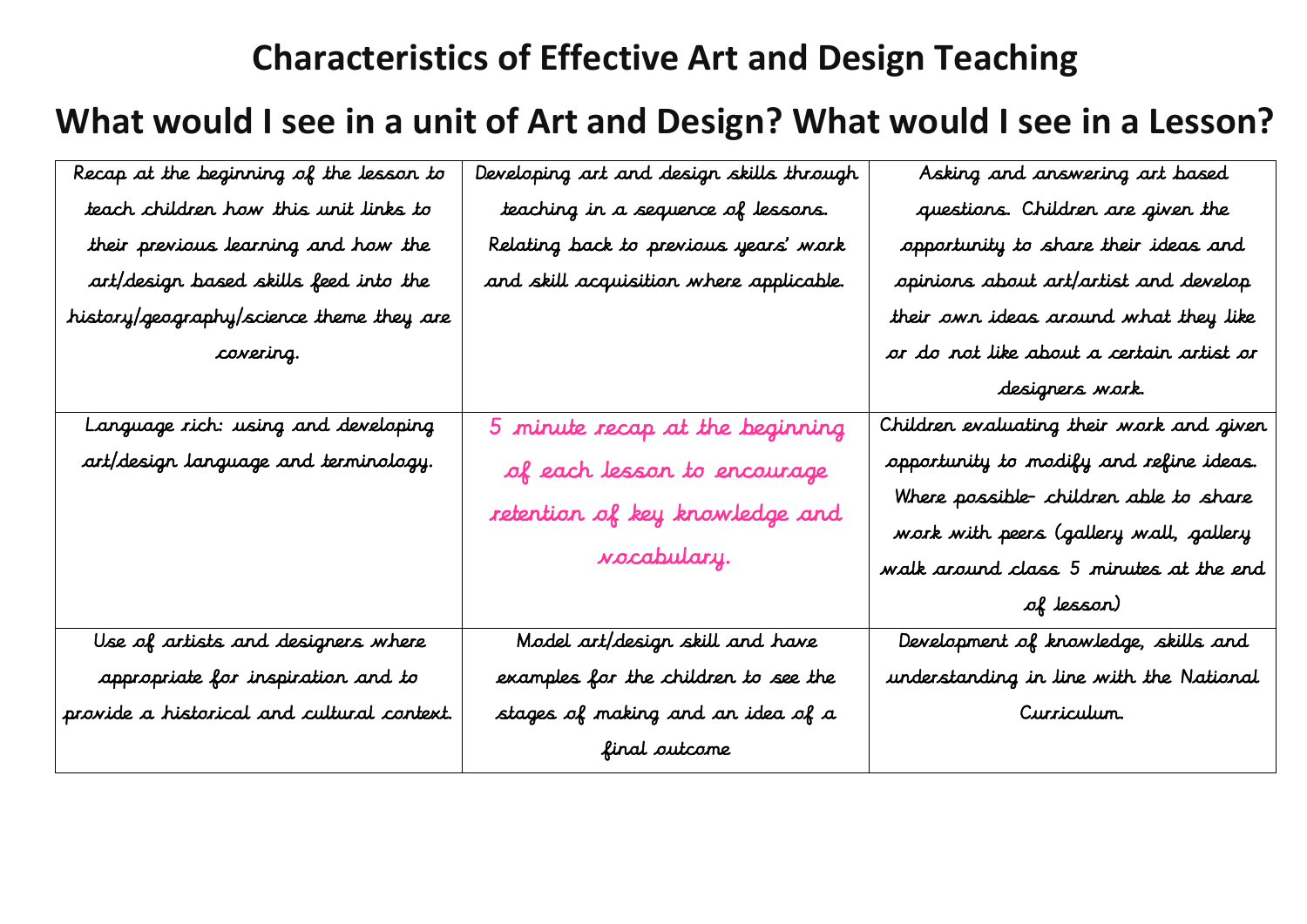# Characteristics of Effective Art and Design Teaching

# What would I see in a unit of Art and Design? What would I see in a Lesson?

| | | |
|---|---|---|
| Recap at the beginning of the lesson to teach children how this unit links to their previous learning and how the art/design based skills feed into the history/geography/science theme they are covering. | Developing art and design skills through teaching in a sequence of lessons. Relating back to previous years' work and skill acquisition where applicable. | Asking and answering art based questions. Children are given the opportunity to share their ideas and opinions about art/artist and develop their own ideas around what they like or do not like about a certain artist or designers work. |
| Language rich: using and developing art/design language and terminology. | 5 minute recap at the beginning of each lesson to encourage retention of key knowledge and vocabulary. | Children evaluating their work and given opportunity to modify and refine ideas. Where possible- children able to share work with peers (gallery wall, gallery walk around class 5 minutes at the end of lesson) |
| Use of artists and designers where appropriate for inspiration and to provide a historical and cultural context. | Model art/design skill and have examples for the children to see the stages of making and an idea of a final outcome | Development of knowledge, skills and understanding in line with the National Curriculum. |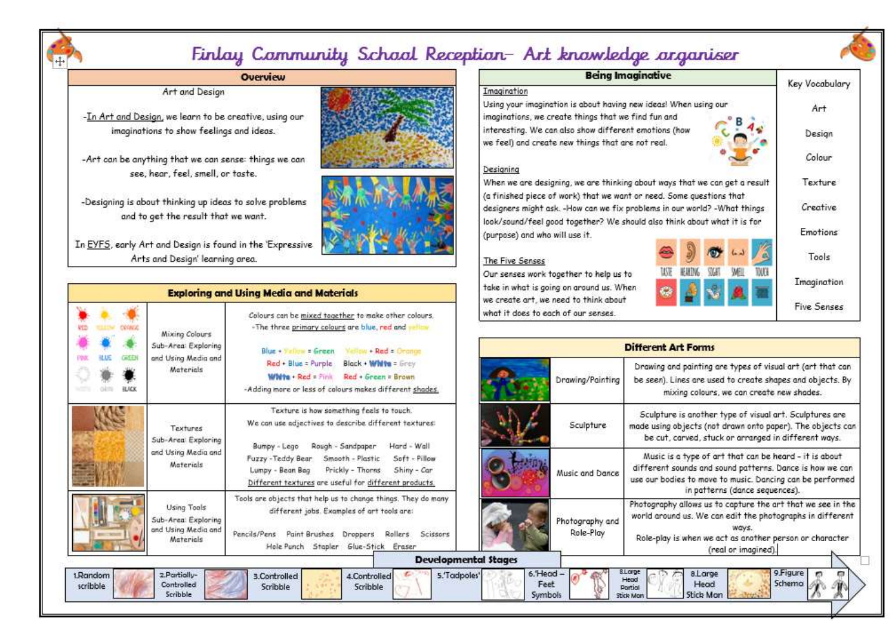# Finlay Community School Reception– Art knowledge organiser

## Overview

Art and Design

-In Art and Design, we learn to be creative, using our imaginations to show feelings and ideas.

-Art can be anything that we can sense: things we can see, hear, feel, smell, or taste.

-Designing is about thinking up ideas to solve problems and to get the result that we want.

In EYFS, early Art and Design is found in the 'Expressive Arts and Design' learning area.

## Being Imaginative

**Imagination**

Using your imagination is about having new ideas! When using our imaginations, we create things that we find fun and interesting. We can also show different emotions (how we feel) and create new things that are not real.

**Designing**

When we are designing, we are thinking about ways that we can get a result (a finished piece of work) that we want or need. Some questions that designers might ask. -How can we fix problems in our world? -What things look/sound/feel good together? We should also think about what it is for (purpose) and who will use it.

**The Five Senses**

Our senses work together to help us to take in what is going on around us. When we create art, we need to think about what it does to each of our senses.

TASTE HEARING SIGHT SMELL TOUCH

## Key Vocabulary

- Art
- Design
- Colour
- Texture
- Creative
- Emotions
- Tools
- Imagination
- Five Senses

## Exploring and Using Media and Materials

| | Sub-Area | Content |
|---|---|---|
| RED YELLOW ORANGE PINK BLUE GREEN WHITE GREY BLACK | Mixing Colours Sub-Area: Exploring and Using Media and Materials | Colours can be mixed together to make other colours. -The three primary colours are blue, red and yellow. Blue + Yellow = Green; Yellow + Red = Orange; Red + Blue = Purple; Black + White = Grey; White + Red = Pink; Red + Green = Brown. -Adding more or less of colours makes different shades. |
| | Textures Sub-Area: Exploring and Using Media and Materials | Texture is how something feels to touch. We can use adjectives to describe different textures: Bumpy - Lego; Rough - Sandpaper; Hard - Wall; Fuzzy - Teddy Bear; Smooth - Plastic; Soft - Pillow; Lumpy - Bean Bag; Prickly - Thorns; Shiny - Car. Different textures are useful for different products. |
| | Using Tools Sub-Area: Exploring and Using Media and Materials | Tools are objects that help us to change things. They do many different jobs. Examples of art tools are: Pencils/Pens, Paint Brushes, Droppers, Rollers, Scissors, Hole Punch, Stapler, Glue-Stick, Eraser |

## Different Art Forms

| Art Form | Description |
|---|---|
| Drawing/Painting | Drawing and painting are types of visual art (art that can be seen). Lines are used to create shapes and objects. By mixing colours, we can create new shades. |
| Sculpture | Sculpture is another type of visual art. Sculptures are made using objects (not drawn onto paper). The objects can be cut, carved, stuck or arranged in different ways. |
| Music and Dance | Music is a type of art that can be heard - it is about different sounds and sound patterns. Dance is how we can use our bodies to move to music. Dancing can be performed in patterns (dance sequences). |
| Photography and Role-Play | Photography allows us to capture the art that we see in the world around us. We can edit the photographs in different ways. Role-play is when we act as another person or character (real or imagined). |

## Developmental Stages

1. Random scribble
2. Partially-Controlled Scribble
3. Controlled Scribble
4. Controlled Scribble
5. 'Tadpoles'
6. 'Head – Feet Symbols
8. Large Head Partial Stick Man
8. Large Head Stick Man
9. Figure Schema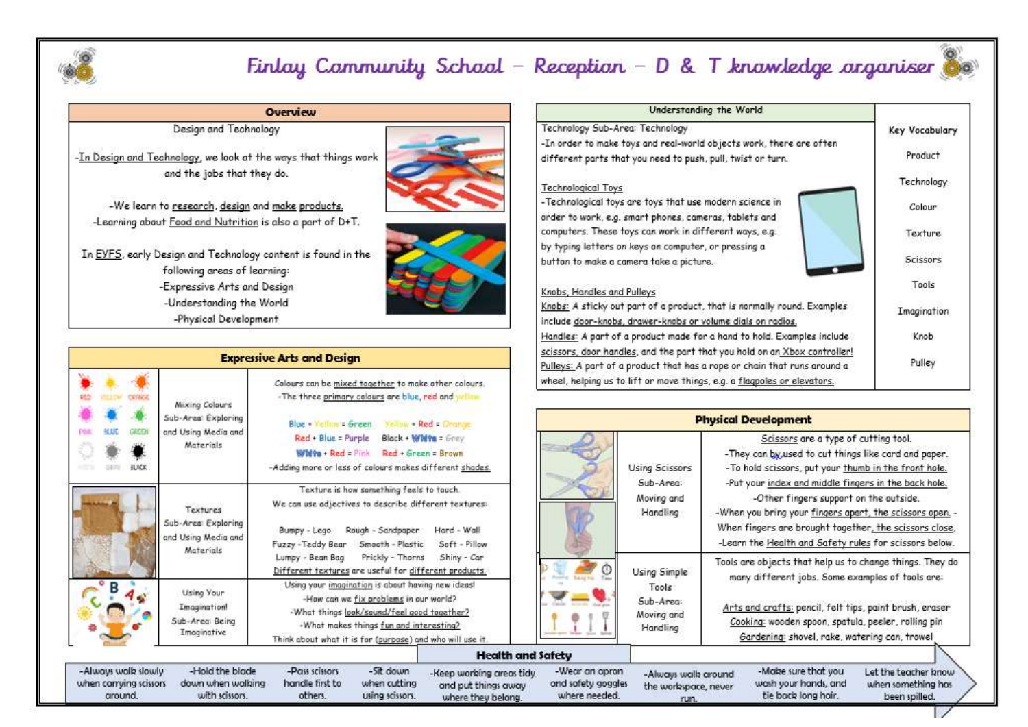# Finlay Community School – Reception – D & T knowledge organiser

## Overview

Design and Technology

-In Design and Technology, we look at the ways that things work and the jobs that they do.

-We learn to research, design and make products.
-Learning about Food and Nutrition is also a part of D+T.

In EYFS, early Design and Technology content is found in the following areas of learning:
-Expressive Arts and Design
-Understanding the World
-Physical Development

## Expressive Arts and Design

| | | |
|---|---|---|
| RED YELLOW ORANGE PINK BLUE GREEN WHITE GREY BLACK | Mixing Colours Sub-Area: Exploring and Using Media and Materials | Colours can be mixed together to make other colours. -The three primary colours are blue, red and yellow. Blue + Yellow = Green; Yellow + Red = Orange; Red + Blue = Purple; Black + White = Grey; White + Red = Pink; Red + Green = Brown. -Adding more or less of colours makes different shades. |
| | Textures Sub-Area: Exploring and Using Media and Materials | Texture is how something feels to touch. We can use adjectives to describe different textures: Bumpy - Lego; Rough - Sandpaper; Hard - Wall; Fuzzy - Teddy Bear; Smooth - Plastic; Soft - Pillow; Lumpy - Bean Bag; Prickly - Thorns; Shiny - Car. Different textures are useful for different products. |
| | Using Your Imagination! Sub-Area: Being Imaginative | Using your imagination is about having new ideas! -How can we fix problems in our world? -What things look/sound/feel good together? -What makes things fun and interesting? Think about what it is for (purpose) and who will use it. |

## Understanding the World

Technology Sub-Area: Technology
-In order to make toys and real-world objects work, there are often different parts that you need to push, pull, twist or turn.

Technological Toys
-Technological toys are toys that use modern science in order to work, e.g. smart phones, cameras, tablets and computers. These toys can work in different ways, e.g. by typing letters on keys on computer, or pressing a button to make a camera take a picture.

Knobs, Handles and Pulleys
Knobs: A sticky out part of a product, that is normally round. Examples include door-knobs, drawer-knobs or volume dials on radios.
Handles: A part of a product made for a hand to hold. Examples include scissors, door handles, and the part that you hold on an Xbox controller!
Pulleys: A part of a product that has a rope or chain that runs around a wheel, helping us to lift or move things, e.g. a flagpoles or elevators.

### Key Vocabulary

- Product
- Technology
- Colour
- Texture
- Scissors
- Tools
- Imagination
- Knob
- Pulley

## Physical Development

| | |
|---|---|
| Using Scissors Sub-Area: Moving and Handling | Scissors are a type of cutting tool. -They can by used to cut things like card and paper. -To hold scissors, put your thumb in the front hole. -Put your index and middle fingers in the back hole. -Other fingers support on the outside. -When you bring your fingers apart, the scissors open. - When fingers are brought together, the scissors close. -Learn the Health and Safety rules for scissors below. |
| Using Simple Tools Sub-Area: Moving and Handling | Tools are objects that help us to change things. They do many different jobs. Some examples of tools are: Arts and crafts: pencil, felt tips, paint brush, eraser. Cooking: wooden spoon, spatula, peeler, rolling pin. Gardening: shovel, rake, watering can, trowel |

## Health and Safety

- -Always walk slowly when carrying scissors around.
- -Hold the blade down when walking with scissors.
- -Pass scissors handle first to others.
- -Sit down when cutting using scissors.
- -Keep working areas tidy and put things away where they belong.
- -Wear an apron and safety goggles where needed.
- -Always walk around the workspace, never run.
- -Make sure that you wash your hands, and tie back long hair.
- Let the teacher know when something has been spilled.